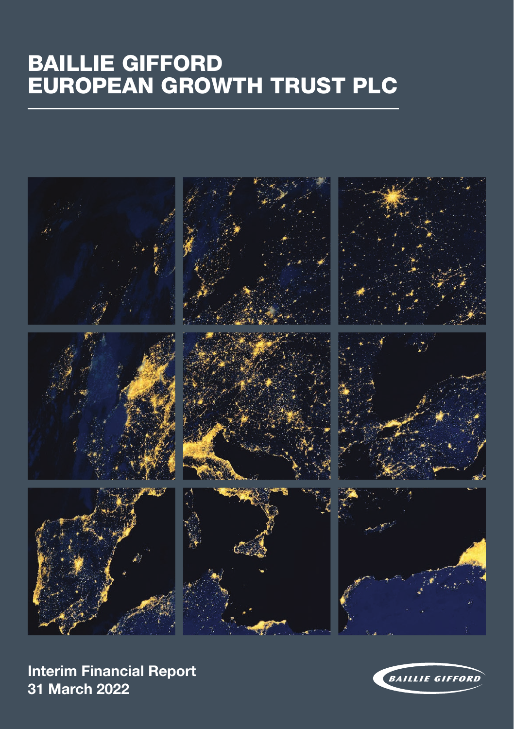# BAILLIE GIFFORD EUROPEAN GROWTH TRUST PLC

**Interim Financial Report**
**31 March 2022**

BAILLIE GIFFORD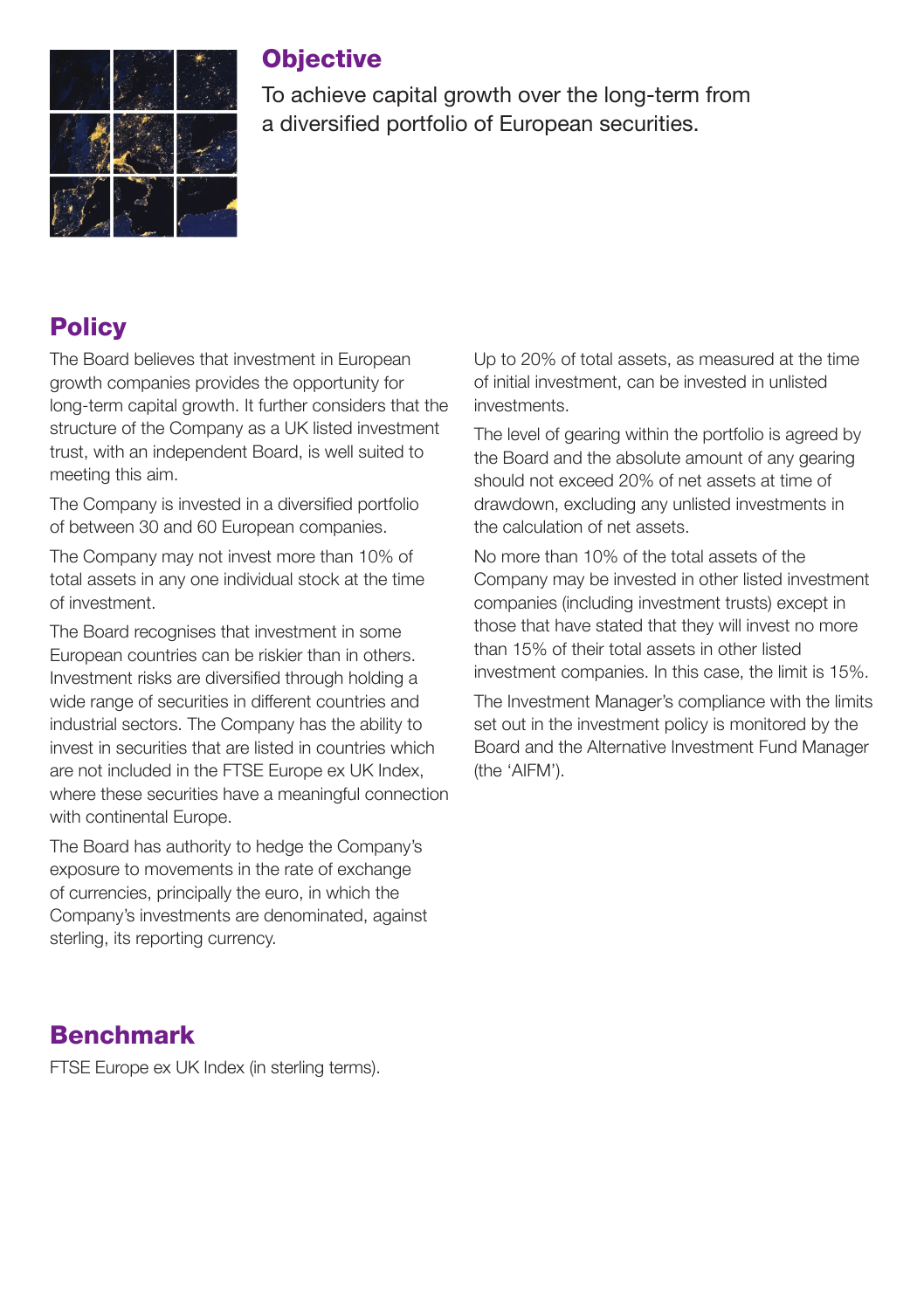## Objective

To achieve capital growth over the long-term from a diversified portfolio of European securities.

## Policy

The Board believes that investment in European growth companies provides the opportunity for long-term capital growth. It further considers that the structure of the Company as a UK listed investment trust, with an independent Board, is well suited to meeting this aim.

The Company is invested in a diversified portfolio of between 30 and 60 European companies.

The Company may not invest more than 10% of total assets in any one individual stock at the time of investment.

The Board recognises that investment in some European countries can be riskier than in others. Investment risks are diversified through holding a wide range of securities in different countries and industrial sectors. The Company has the ability to invest in securities that are listed in countries which are not included in the FTSE Europe ex UK Index, where these securities have a meaningful connection with continental Europe.

The Board has authority to hedge the Company's exposure to movements in the rate of exchange of currencies, principally the euro, in which the Company's investments are denominated, against sterling, its reporting currency.

Up to 20% of total assets, as measured at the time of initial investment, can be invested in unlisted investments.

The level of gearing within the portfolio is agreed by the Board and the absolute amount of any gearing should not exceed 20% of net assets at time of drawdown, excluding any unlisted investments in the calculation of net assets.

No more than 10% of the total assets of the Company may be invested in other listed investment companies (including investment trusts) except in those that have stated that they will invest no more than 15% of their total assets in other listed investment companies. In this case, the limit is 15%.

The Investment Manager's compliance with the limits set out in the investment policy is monitored by the Board and the Alternative Investment Fund Manager (the 'AIFM').

## Benchmark

FTSE Europe ex UK Index (in sterling terms).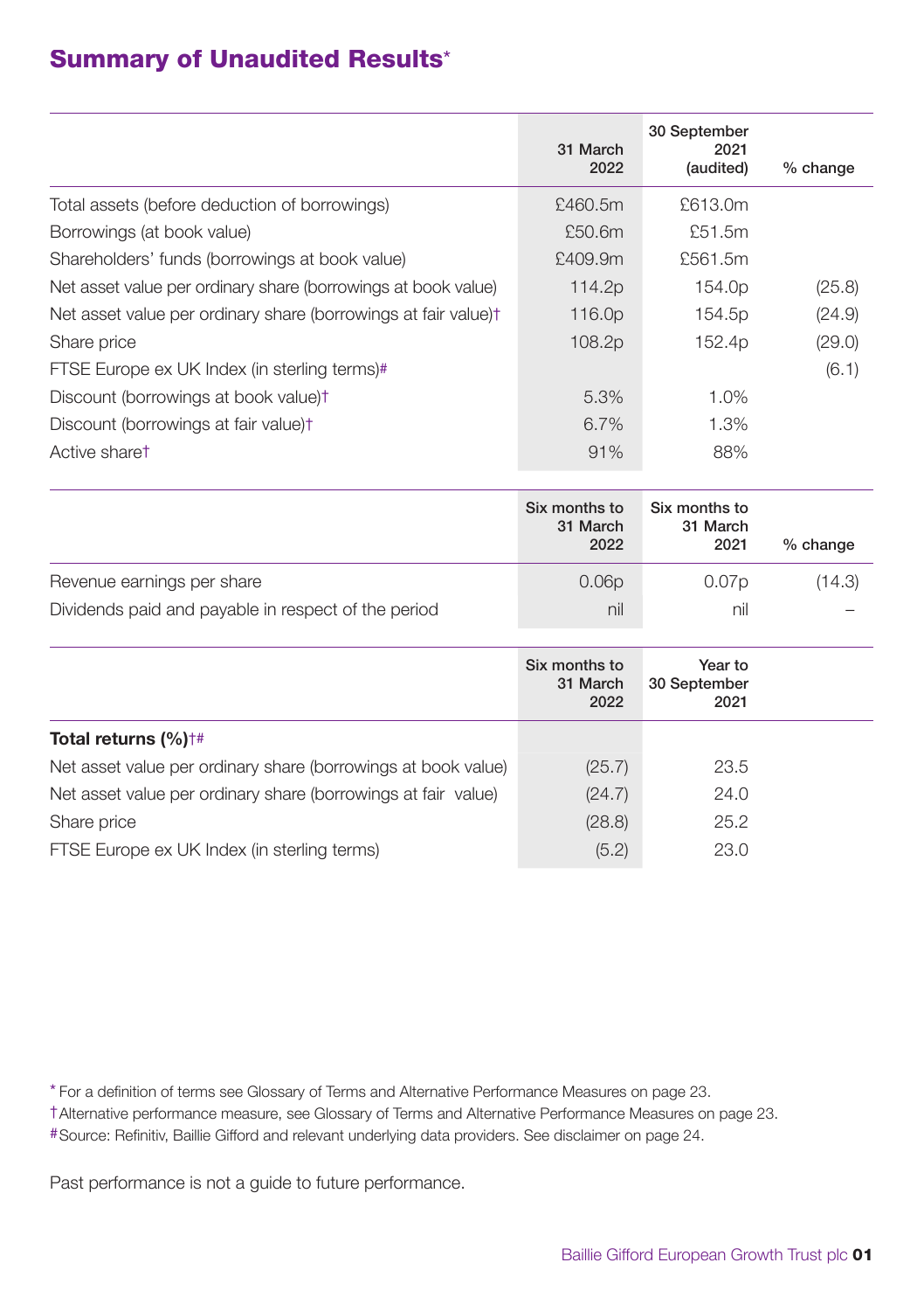# Summary of Unaudited Results*

| | 31 March 2022 | 30 September 2021 (audited) | % change |
|---|---|---|---|
| Total assets (before deduction of borrowings) | £460.5m | £613.0m | |
| Borrowings (at book value) | £50.6m | £51.5m | |
| Shareholders' funds (borrowings at book value) | £409.9m | £561.5m | |
| Net asset value per ordinary share (borrowings at book value) | 114.2p | 154.0p | (25.8) |
| Net asset value per ordinary share (borrowings at fair value)† | 116.0p | 154.5p | (24.9) |
| Share price | 108.2p | 152.4p | (29.0) |
| FTSE Europe ex UK Index (in sterling terms)# | | | (6.1) |
| Discount (borrowings at book value)† | 5.3% | 1.0% | |
| Discount (borrowings at fair value)† | 6.7% | 1.3% | |
| Active share† | 91% | 88% | |

| | Six months to 31 March 2022 | Six months to 31 March 2021 | % change |
|---|---|---|---|
| Revenue earnings per share | 0.06p | 0.07p | (14.3) |
| Dividends paid and payable in respect of the period | nil | nil | – |

| | Six months to 31 March 2022 | Year to 30 September 2021 |
|---|---|---|
| **Total returns (%)**†# | | |
| Net asset value per ordinary share (borrowings at book value) | (25.7) | 23.5 |
| Net asset value per ordinary share (borrowings at fair value) | (24.7) | 24.0 |
| Share price | (28.8) | 25.2 |
| FTSE Europe ex UK Index (in sterling terms) | (5.2) | 23.0 |

\* For a definition of terms see Glossary of Terms and Alternative Performance Measures on page 23.

† Alternative performance measure, see Glossary of Terms and Alternative Performance Measures on page 23.

# Source: Refinitiv, Baillie Gifford and relevant underlying data providers. See disclaimer on page 24.

Past performance is not a guide to future performance.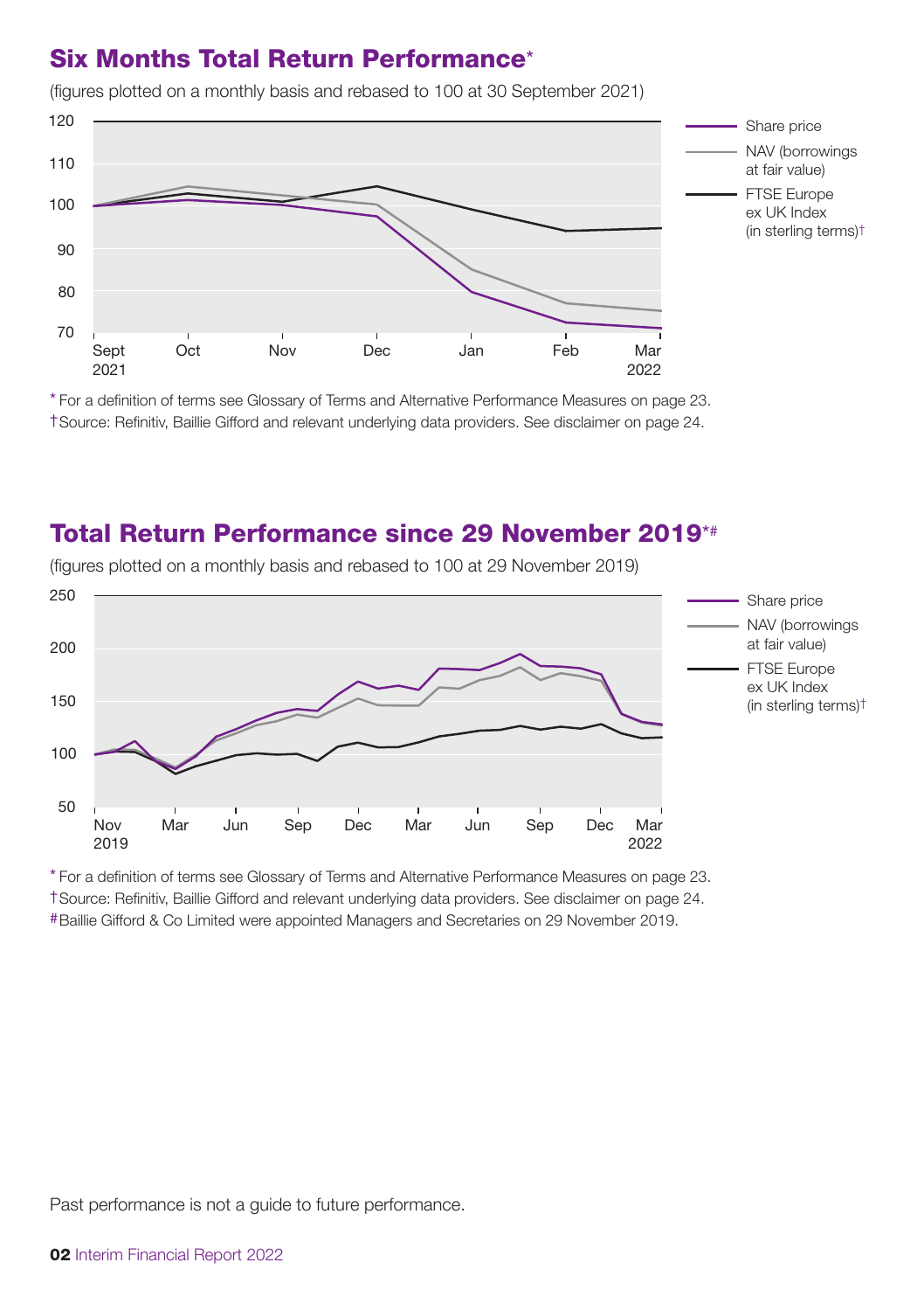## Six Months Total Return Performance*

(figures plotted on a monthly basis and rebased to 100 at 30 September 2021)

\* For a definition of terms see Glossary of Terms and Alternative Performance Measures on page 23.
† Source: Refinitiv, Baillie Gifford and relevant underlying data providers. See disclaimer on page 24.

## Total Return Performance since 29 November 2019*#

(figures plotted on a monthly basis and rebased to 100 at 29 November 2019)

\* For a definition of terms see Glossary of Terms and Alternative Performance Measures on page 23.
† Source: Refinitiv, Baillie Gifford and relevant underlying data providers. See disclaimer on page 24.
\# Baillie Gifford & Co Limited were appointed Managers and Secretaries on 29 November 2019.

Past performance is not a guide to future performance.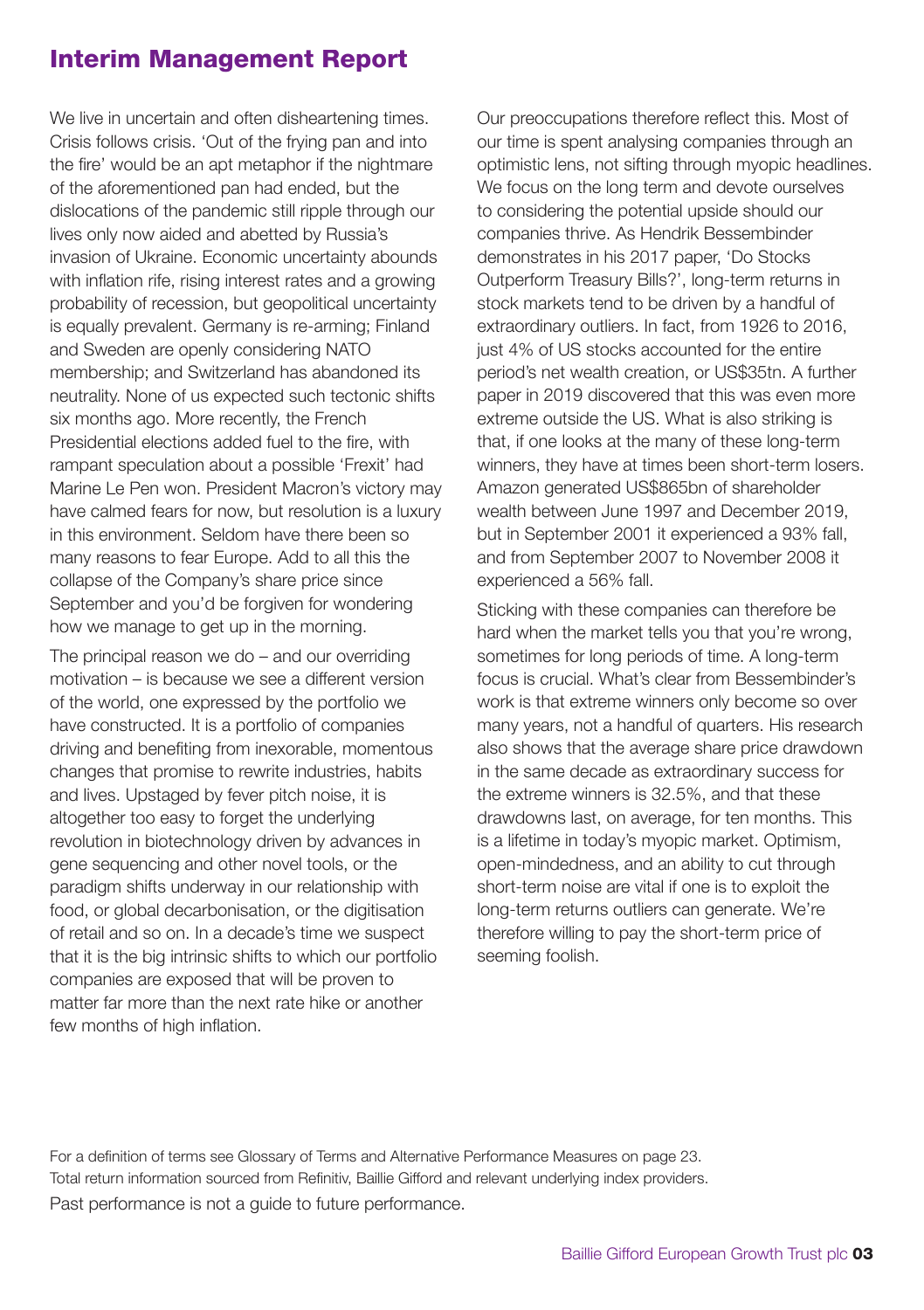# Interim Management Report

We live in uncertain and often disheartening times. Crisis follows crisis. 'Out of the frying pan and into the fire' would be an apt metaphor if the nightmare of the aforementioned pan had ended, but the dislocations of the pandemic still ripple through our lives only now aided and abetted by Russia's invasion of Ukraine. Economic uncertainty abounds with inflation rife, rising interest rates and a growing probability of recession, but geopolitical uncertainty is equally prevalent. Germany is re-arming; Finland and Sweden are openly considering NATO membership; and Switzerland has abandoned its neutrality. None of us expected such tectonic shifts six months ago. More recently, the French Presidential elections added fuel to the fire, with rampant speculation about a possible 'Frexit' had Marine Le Pen won. President Macron's victory may have calmed fears for now, but resolution is a luxury in this environment. Seldom have there been so many reasons to fear Europe. Add to all this the collapse of the Company's share price since September and you'd be forgiven for wondering how we manage to get up in the morning.

The principal reason we do – and our overriding motivation – is because we see a different version of the world, one expressed by the portfolio we have constructed. It is a portfolio of companies driving and benefiting from inexorable, momentous changes that promise to rewrite industries, habits and lives. Upstaged by fever pitch noise, it is altogether too easy to forget the underlying revolution in biotechnology driven by advances in gene sequencing and other novel tools, or the paradigm shifts underway in our relationship with food, or global decarbonisation, or the digitisation of retail and so on. In a decade's time we suspect that it is the big intrinsic shifts to which our portfolio companies are exposed that will be proven to matter far more than the next rate hike or another few months of high inflation.

Our preoccupations therefore reflect this. Most of our time is spent analysing companies through an optimistic lens, not sifting through myopic headlines. We focus on the long term and devote ourselves to considering the potential upside should our companies thrive. As Hendrik Bessembinder demonstrates in his 2017 paper, 'Do Stocks Outperform Treasury Bills?', long-term returns in stock markets tend to be driven by a handful of extraordinary outliers. In fact, from 1926 to 2016, just 4% of US stocks accounted for the entire period's net wealth creation, or US$35tn. A further paper in 2019 discovered that this was even more extreme outside the US. What is also striking is that, if one looks at the many of these long-term winners, they have at times been short-term losers. Amazon generated US$865bn of shareholder wealth between June 1997 and December 2019, but in September 2001 it experienced a 93% fall, and from September 2007 to November 2008 it experienced a 56% fall.

Sticking with these companies can therefore be hard when the market tells you that you're wrong, sometimes for long periods of time. A long-term focus is crucial. What's clear from Bessembinder's work is that extreme winners only become so over many years, not a handful of quarters. His research also shows that the average share price drawdown in the same decade as extraordinary success for the extreme winners is 32.5%, and that these drawdowns last, on average, for ten months. This is a lifetime in today's myopic market. Optimism, open-mindedness, and an ability to cut through short-term noise are vital if one is to exploit the long-term returns outliers can generate. We're therefore willing to pay the short-term price of seeming foolish.

For a definition of terms see Glossary of Terms and Alternative Performance Measures on page 23.
Total return information sourced from Refinitiv, Baillie Gifford and relevant underlying index providers.
Past performance is not a guide to future performance.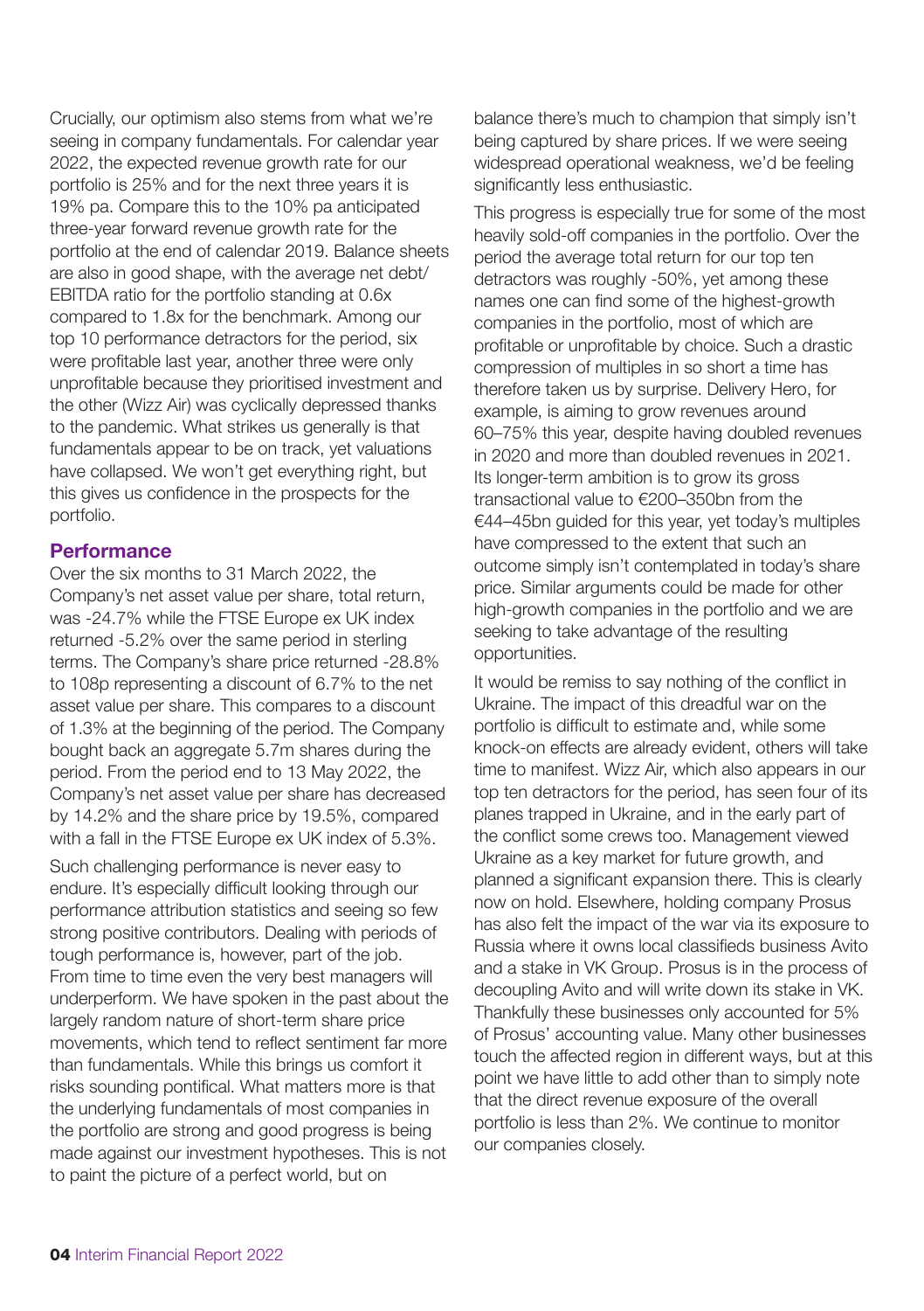Crucially, our optimism also stems from what we're seeing in company fundamentals. For calendar year 2022, the expected revenue growth rate for our portfolio is 25% and for the next three years it is 19% pa. Compare this to the 10% pa anticipated three-year forward revenue growth rate for the portfolio at the end of calendar 2019. Balance sheets are also in good shape, with the average net debt/ EBITDA ratio for the portfolio standing at 0.6x compared to 1.8x for the benchmark. Among our top 10 performance detractors for the period, six were profitable last year, another three were only unprofitable because they prioritised investment and the other (Wizz Air) was cyclically depressed thanks to the pandemic. What strikes us generally is that fundamentals appear to be on track, yet valuations have collapsed. We won't get everything right, but this gives us confidence in the prospects for the portfolio.

## Performance

Over the six months to 31 March 2022, the Company's net asset value per share, total return, was -24.7% while the FTSE Europe ex UK index returned -5.2% over the same period in sterling terms. The Company's share price returned -28.8% to 108p representing a discount of 6.7% to the net asset value per share. This compares to a discount of 1.3% at the beginning of the period. The Company bought back an aggregate 5.7m shares during the period. From the period end to 13 May 2022, the Company's net asset value per share has decreased by 14.2% and the share price by 19.5%, compared with a fall in the FTSE Europe ex UK index of 5.3%.

Such challenging performance is never easy to endure. It's especially difficult looking through our performance attribution statistics and seeing so few strong positive contributors. Dealing with periods of tough performance is, however, part of the job. From time to time even the very best managers will underperform. We have spoken in the past about the largely random nature of short-term share price movements, which tend to reflect sentiment far more than fundamentals. While this brings us comfort it risks sounding pontifical. What matters more is that the underlying fundamentals of most companies in the portfolio are strong and good progress is being made against our investment hypotheses. This is not to paint the picture of a perfect world, but on balance there's much to champion that simply isn't being captured by share prices. If we were seeing widespread operational weakness, we'd be feeling significantly less enthusiastic.

This progress is especially true for some of the most heavily sold-off companies in the portfolio. Over the period the average total return for our top ten detractors was roughly -50%, yet among these names one can find some of the highest-growth companies in the portfolio, most of which are profitable or unprofitable by choice. Such a drastic compression of multiples in so short a time has therefore taken us by surprise. Delivery Hero, for example, is aiming to grow revenues around 60–75% this year, despite having doubled revenues in 2020 and more than doubled revenues in 2021. Its longer-term ambition is to grow its gross transactional value to €200–350bn from the €44–45bn guided for this year, yet today's multiples have compressed to the extent that such an outcome simply isn't contemplated in today's share price. Similar arguments could be made for other high-growth companies in the portfolio and we are seeking to take advantage of the resulting opportunities.

It would be remiss to say nothing of the conflict in Ukraine. The impact of this dreadful war on the portfolio is difficult to estimate and, while some knock-on effects are already evident, others will take time to manifest. Wizz Air, which also appears in our top ten detractors for the period, has seen four of its planes trapped in Ukraine, and in the early part of the conflict some crews too. Management viewed Ukraine as a key market for future growth, and planned a significant expansion there. This is clearly now on hold. Elsewhere, holding company Prosus has also felt the impact of the war via its exposure to Russia where it owns local classifieds business Avito and a stake in VK Group. Prosus is in the process of decoupling Avito and will write down its stake in VK. Thankfully these businesses only accounted for 5% of Prosus' accounting value. Many other businesses touch the affected region in different ways, but at this point we have little to add other than to simply note that the direct revenue exposure of the overall portfolio is less than 2%. We continue to monitor our companies closely.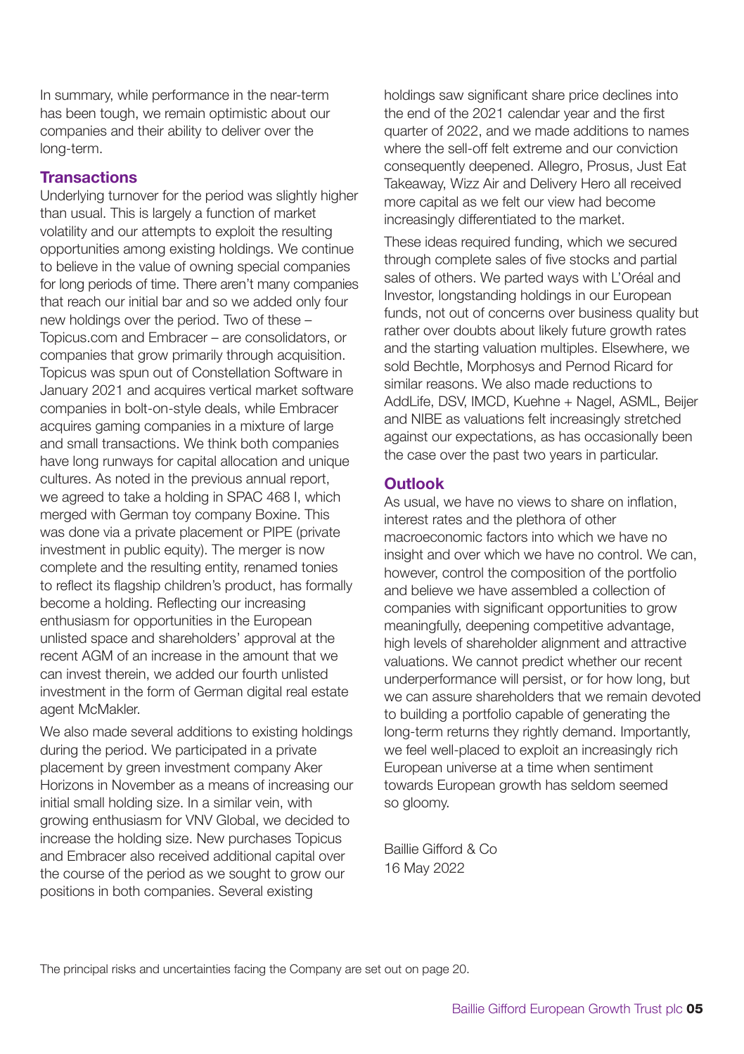In summary, while performance in the near-term has been tough, we remain optimistic about our companies and their ability to deliver over the long-term.

## Transactions

Underlying turnover for the period was slightly higher than usual. This is largely a function of market volatility and our attempts to exploit the resulting opportunities among existing holdings. We continue to believe in the value of owning special companies for long periods of time. There aren't many companies that reach our initial bar and so we added only four new holdings over the period. Two of these – Topicus.com and Embracer – are consolidators, or companies that grow primarily through acquisition. Topicus was spun out of Constellation Software in January 2021 and acquires vertical market software companies in bolt-on-style deals, while Embracer acquires gaming companies in a mixture of large and small transactions. We think both companies have long runways for capital allocation and unique cultures. As noted in the previous annual report, we agreed to take a holding in SPAC 468 I, which merged with German toy company Boxine. This was done via a private placement or PIPE (private investment in public equity). The merger is now complete and the resulting entity, renamed tonies to reflect its flagship children's product, has formally become a holding. Reflecting our increasing enthusiasm for opportunities in the European unlisted space and shareholders' approval at the recent AGM of an increase in the amount that we can invest therein, we added our fourth unlisted investment in the form of German digital real estate agent McMakler.

We also made several additions to existing holdings during the period. We participated in a private placement by green investment company Aker Horizons in November as a means of increasing our initial small holding size. In a similar vein, with growing enthusiasm for VNV Global, we decided to increase the holding size. New purchases Topicus and Embracer also received additional capital over the course of the period as we sought to grow our positions in both companies. Several existing holdings saw significant share price declines into the end of the 2021 calendar year and the first quarter of 2022, and we made additions to names where the sell-off felt extreme and our conviction consequently deepened. Allegro, Prosus, Just Eat Takeaway, Wizz Air and Delivery Hero all received more capital as we felt our view had become increasingly differentiated to the market.

These ideas required funding, which we secured through complete sales of five stocks and partial sales of others. We parted ways with L'Oréal and Investor, longstanding holdings in our European funds, not out of concerns over business quality but rather over doubts about likely future growth rates and the starting valuation multiples. Elsewhere, we sold Bechtle, Morphosys and Pernod Ricard for similar reasons. We also made reductions to AddLife, DSV, IMCD, Kuehne + Nagel, ASML, Beijer and NIBE as valuations felt increasingly stretched against our expectations, as has occasionally been the case over the past two years in particular.

## Outlook

As usual, we have no views to share on inflation, interest rates and the plethora of other macroeconomic factors into which we have no insight and over which we have no control. We can, however, control the composition of the portfolio and believe we have assembled a collection of companies with significant opportunities to grow meaningfully, deepening competitive advantage, high levels of shareholder alignment and attractive valuations. We cannot predict whether our recent underperformance will persist, or for how long, but we can assure shareholders that we remain devoted to building a portfolio capable of generating the long-term returns they rightly demand. Importantly, we feel well-placed to exploit an increasingly rich European universe at a time when sentiment towards European growth has seldom seemed so gloomy.

Baillie Gifford & Co
16 May 2022

The principal risks and uncertainties facing the Company are set out on page 20.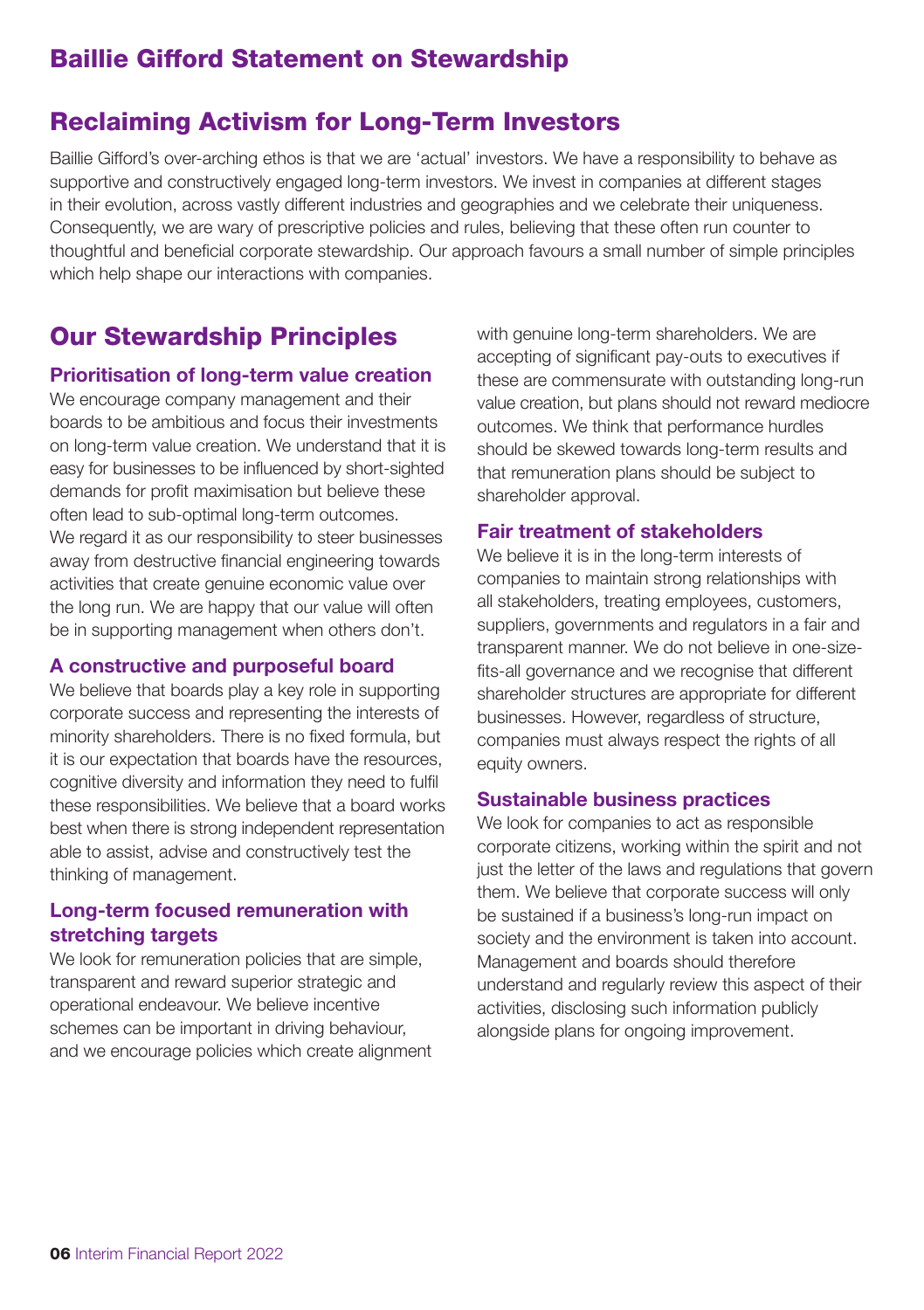# Baillie Gifford Statement on Stewardship

## Reclaiming Activism for Long-Term Investors

Baillie Gifford's over-arching ethos is that we are 'actual' investors. We have a responsibility to behave as supportive and constructively engaged long-term investors. We invest in companies at different stages in their evolution, across vastly different industries and geographies and we celebrate their uniqueness. Consequently, we are wary of prescriptive policies and rules, believing that these often run counter to thoughtful and beneficial corporate stewardship. Our approach favours a small number of simple principles which help shape our interactions with companies.

## Our Stewardship Principles

### Prioritisation of long-term value creation

We encourage company management and their boards to be ambitious and focus their investments on long-term value creation. We understand that it is easy for businesses to be influenced by short-sighted demands for profit maximisation but believe these often lead to sub-optimal long-term outcomes. We regard it as our responsibility to steer businesses away from destructive financial engineering towards activities that create genuine economic value over the long run. We are happy that our value will often be in supporting management when others don't.

### A constructive and purposeful board

We believe that boards play a key role in supporting corporate success and representing the interests of minority shareholders. There is no fixed formula, but it is our expectation that boards have the resources, cognitive diversity and information they need to fulfil these responsibilities. We believe that a board works best when there is strong independent representation able to assist, advise and constructively test the thinking of management.

### Long-term focused remuneration with stretching targets

We look for remuneration policies that are simple, transparent and reward superior strategic and operational endeavour. We believe incentive schemes can be important in driving behaviour, and we encourage policies which create alignment with genuine long-term shareholders. We are accepting of significant pay-outs to executives if these are commensurate with outstanding long-run value creation, but plans should not reward mediocre outcomes. We think that performance hurdles should be skewed towards long-term results and that remuneration plans should be subject to shareholder approval.

### Fair treatment of stakeholders

We believe it is in the long-term interests of companies to maintain strong relationships with all stakeholders, treating employees, customers, suppliers, governments and regulators in a fair and transparent manner. We do not believe in one-size-fits-all governance and we recognise that different shareholder structures are appropriate for different businesses. However, regardless of structure, companies must always respect the rights of all equity owners.

### Sustainable business practices

We look for companies to act as responsible corporate citizens, working within the spirit and not just the letter of the laws and regulations that govern them. We believe that corporate success will only be sustained if a business's long-run impact on society and the environment is taken into account. Management and boards should therefore understand and regularly review this aspect of their activities, disclosing such information publicly alongside plans for ongoing improvement.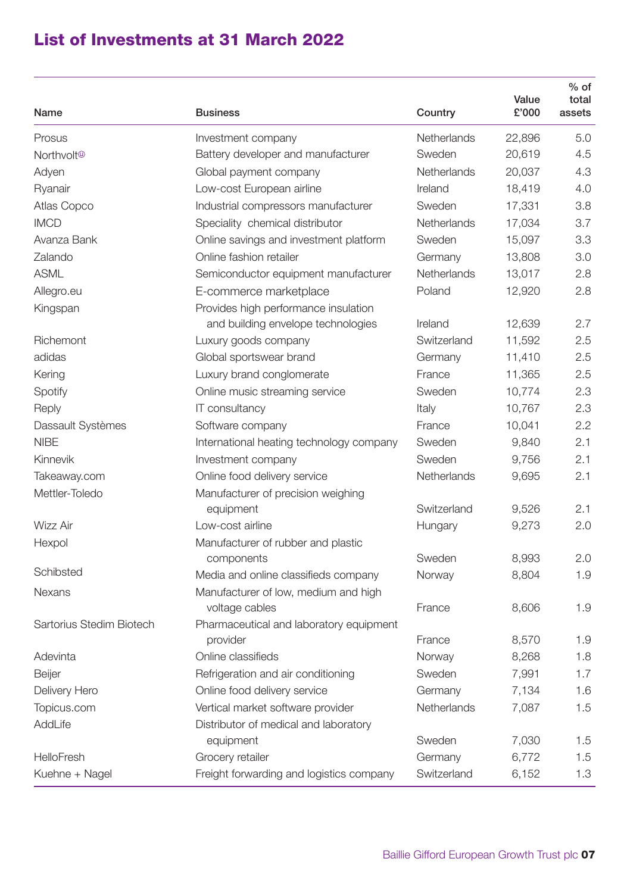## List of Investments at 31 March 2022

| Name | Business | Country | Value £'000 | % of total assets |
|---|---|---|---|---|
| Prosus | Investment company | Netherlands | 22,896 | 5.0 |
| Northvolt[u] | Battery developer and manufacturer | Sweden | 20,619 | 4.5 |
| Adyen | Global payment company | Netherlands | 20,037 | 4.3 |
| Ryanair | Low-cost European airline | Ireland | 18,419 | 4.0 |
| Atlas Copco | Industrial compressors manufacturer | Sweden | 17,331 | 3.8 |
| IMCD | Speciality chemical distributor | Netherlands | 17,034 | 3.7 |
| Avanza Bank | Online savings and investment platform | Sweden | 15,097 | 3.3 |
| Zalando | Online fashion retailer | Germany | 13,808 | 3.0 |
| ASML | Semiconductor equipment manufacturer | Netherlands | 13,017 | 2.8 |
| Allegro.eu | E-commerce marketplace | Poland | 12,920 | 2.8 |
| Kingspan | Provides high performance insulation and building envelope technologies | Ireland | 12,639 | 2.7 |
| Richemont | Luxury goods company | Switzerland | 11,592 | 2.5 |
| adidas | Global sportswear brand | Germany | 11,410 | 2.5 |
| Kering | Luxury brand conglomerate | France | 11,365 | 2.5 |
| Spotify | Online music streaming service | Sweden | 10,774 | 2.3 |
| Reply | IT consultancy | Italy | 10,767 | 2.3 |
| Dassault Systèmes | Software company | France | 10,041 | 2.2 |
| NIBE | International heating technology company | Sweden | 9,840 | 2.1 |
| Kinnevik | Investment company | Sweden | 9,756 | 2.1 |
| Takeaway.com | Online food delivery service | Netherlands | 9,695 | 2.1 |
| Mettler-Toledo | Manufacturer of precision weighing equipment | Switzerland | 9,526 | 2.1 |
| Wizz Air | Low-cost airline | Hungary | 9,273 | 2.0 |
| Hexpol | Manufacturer of rubber and plastic components | Sweden | 8,993 | 2.0 |
| Schibsted | Media and online classifieds company | Norway | 8,804 | 1.9 |
| Nexans | Manufacturer of low, medium and high voltage cables | France | 8,606 | 1.9 |
| Sartorius Stedim Biotech | Pharmaceutical and laboratory equipment provider | France | 8,570 | 1.9 |
| Adevinta | Online classifieds | Norway | 8,268 | 1.8 |
| Beijer | Refrigeration and air conditioning | Sweden | 7,991 | 1.7 |
| Delivery Hero | Online food delivery service | Germany | 7,134 | 1.6 |
| Topicus.com | Vertical market software provider | Netherlands | 7,087 | 1.5 |
| AddLife | Distributor of medical and laboratory equipment | Sweden | 7,030 | 1.5 |
| HelloFresh | Grocery retailer | Germany | 6,772 | 1.5 |
| Kuehne + Nagel | Freight forwarding and logistics company | Switzerland | 6,152 | 1.3 |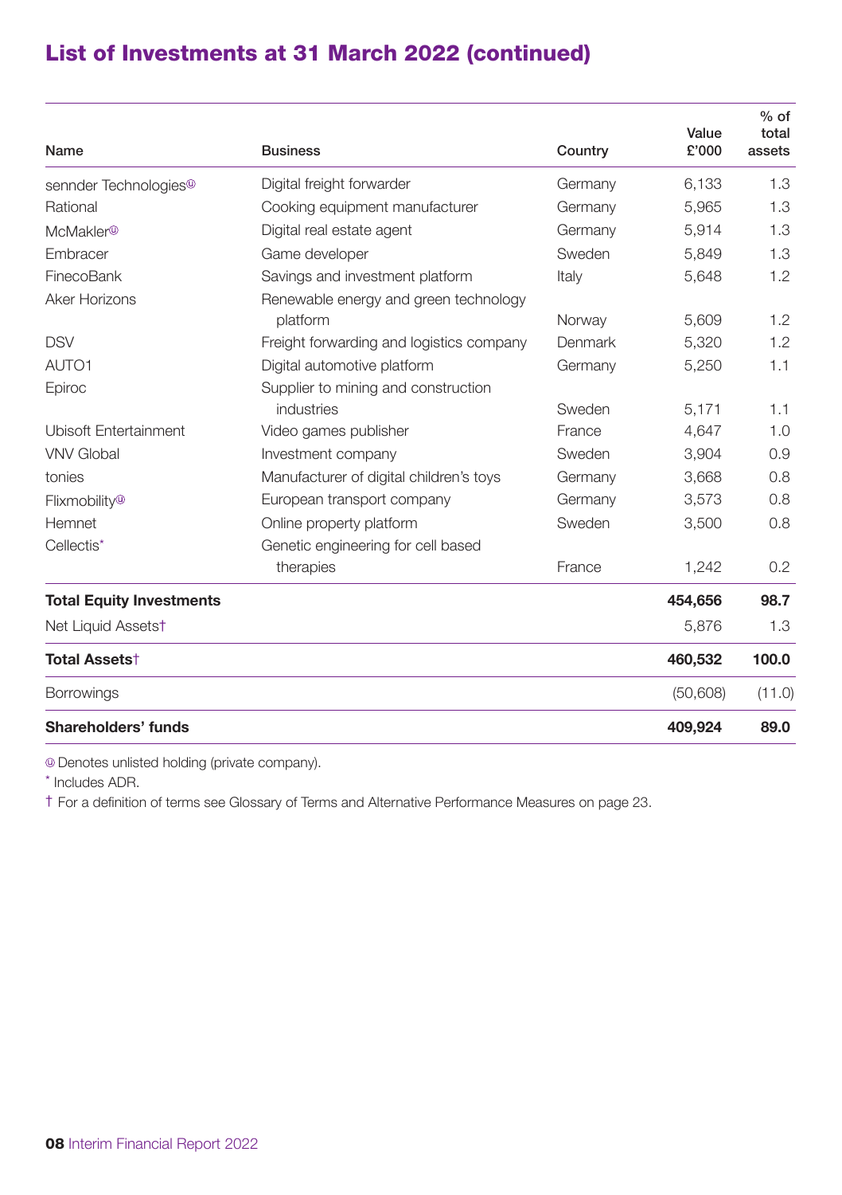## List of Investments at 31 March 2022 (continued)

| Name | Business | Country | Value £'000 | % of total assets |
|---|---|---|---|---|
| sennder Technologies[u] | Digital freight forwarder | Germany | 6,133 | 1.3 |
| Rational | Cooking equipment manufacturer | Germany | 5,965 | 1.3 |
| McMakler[u] | Digital real estate agent | Germany | 5,914 | 1.3 |
| Embracer | Game developer | Sweden | 5,849 | 1.3 |
| FinecoBank | Savings and investment platform | Italy | 5,648 | 1.2 |
| Aker Horizons | Renewable energy and green technology platform | Norway | 5,609 | 1.2 |
| DSV | Freight forwarding and logistics company | Denmark | 5,320 | 1.2 |
| AUTO1 | Digital automotive platform | Germany | 5,250 | 1.1 |
| Epiroc | Supplier to mining and construction industries | Sweden | 5,171 | 1.1 |
| Ubisoft Entertainment | Video games publisher | France | 4,647 | 1.0 |
| VNV Global | Investment company | Sweden | 3,904 | 0.9 |
| tonies | Manufacturer of digital children's toys | Germany | 3,668 | 0.8 |
| Flixmobility[u] | European transport company | Germany | 3,573 | 0.8 |
| Hemnet | Online property platform | Sweden | 3,500 | 0.8 |
| Cellectis* | Genetic engineering for cell based therapies | France | 1,242 | 0.2 |
| **Total Equity Investments** | | | **454,656** | **98.7** |
| Net Liquid Assets† | | | 5,876 | 1.3 |
| **Total Assets†** | | | **460,532** | **100.0** |
| Borrowings | | | (50,608) | (11.0) |
| **Shareholders' funds** | | | **409,924** | **89.0** |

[u] Denotes unlisted holding (private company).

* Includes ADR.

† For a definition of terms see Glossary of Terms and Alternative Performance Measures on page 23.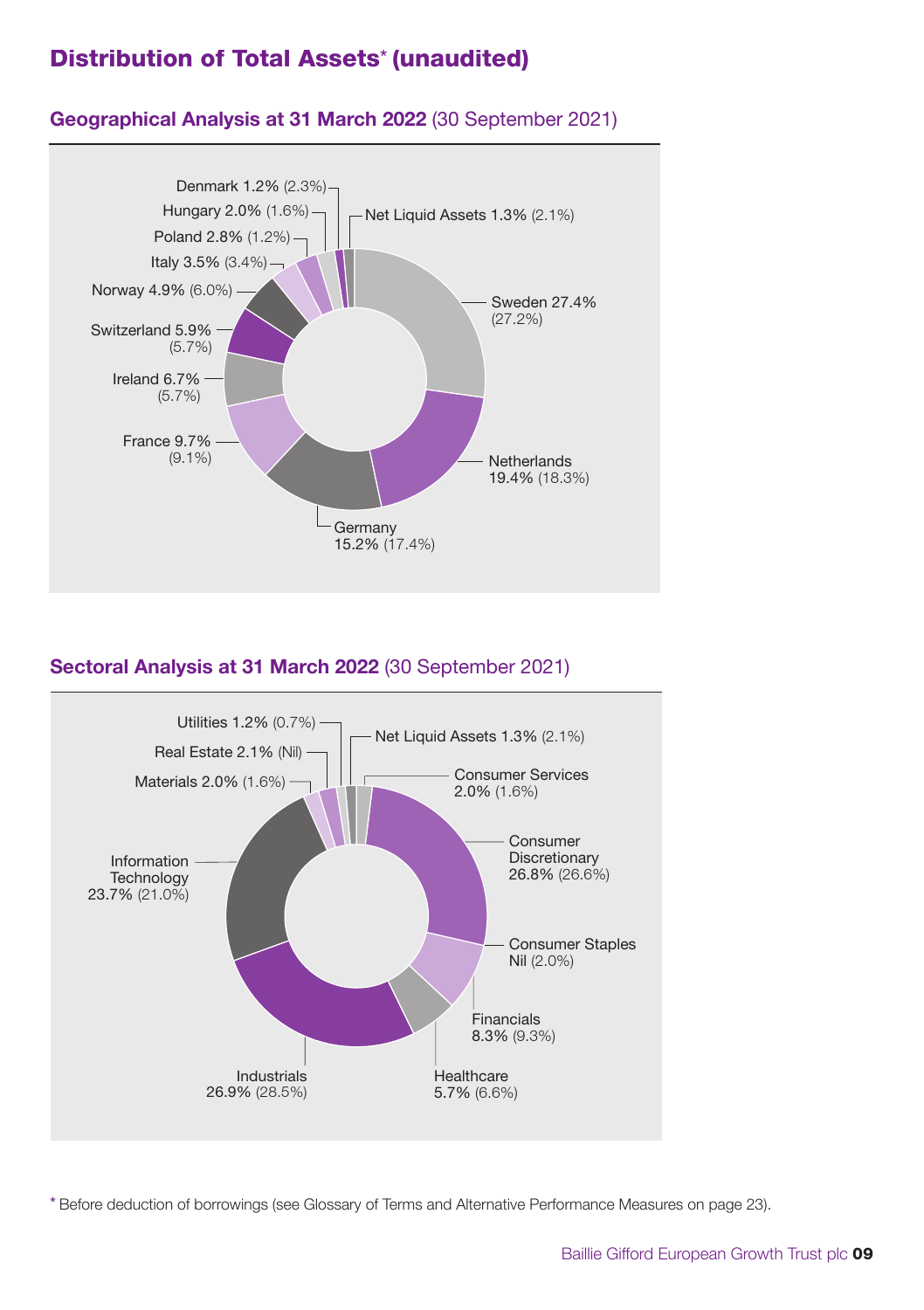# Distribution of Total Assets* (unaudited)

## Geographical Analysis at 31 March 2022 (30 September 2021)

| Country | 31 March 2022 | 30 September 2021 |
|---|---|---|
| Sweden | 27.4% | (27.2%) |
| Netherlands | 19.4% | (18.3%) |
| Germany | 15.2% | (17.4%) |
| France | 9.7% | (9.1%) |
| Ireland | 6.7% | (5.7%) |
| Switzerland | 5.9% | (5.7%) |
| Norway | 4.9% | (6.0%) |
| Italy | 3.5% | (3.4%) |
| Poland | 2.8% | (1.2%) |
| Hungary | 2.0% | (1.6%) |
| Denmark | 1.2% | (2.3%) |
| Net Liquid Assets | 1.3% | (2.1%) |

## Sectoral Analysis at 31 March 2022 (30 September 2021)

| Sector | 31 March 2022 | 30 September 2021 |
|---|---|---|
| Consumer Services | 2.0% | (1.6%) |
| Consumer Discretionary | 26.8% | (26.6%) |
| Consumer Staples | Nil | (2.0%) |
| Financials | 8.3% | (9.3%) |
| Healthcare | 5.7% | (6.6%) |
| Industrials | 26.9% | (28.5%) |
| Information Technology | 23.7% | (21.0%) |
| Materials | 2.0% | (1.6%) |
| Real Estate | 2.1% | (Nil) |
| Utilities | 1.2% | (0.7%) |
| Net Liquid Assets | 1.3% | (2.1%) |

* Before deduction of borrowings (see Glossary of Terms and Alternative Performance Measures on page 23).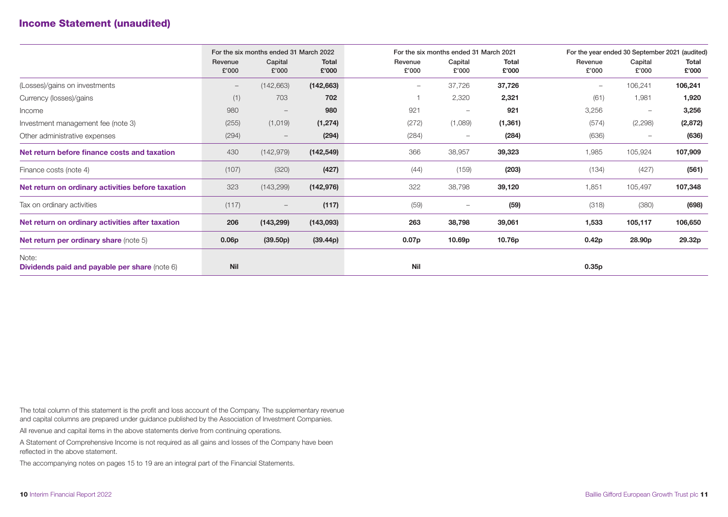## Income Statement (unaudited)

| | For the six months ended 31 March 2022 | | | For the six months ended 31 March 2021 | | | For the year ended 30 September 2021 (audited) | | |
|---|---|---|---|---|---|---|---|---|---|
| | Revenue £'000 | Capital £'000 | Total £'000 | Revenue £'000 | Capital £'000 | Total £'000 | Revenue £'000 | Capital £'000 | Total £'000 |
| (Losses)/gains on investments | – | (142,663) | **(142,663)** | – | 37,726 | **37,726** | – | 106,241 | **106,241** |
| Currency (losses)/gains | (1) | 703 | **702** | 1 | 2,320 | **2,321** | (61) | 1,981 | **1,920** |
| Income | 980 | – | **980** | 921 | – | **921** | 3,256 | – | **3,256** |
| Investment management fee (note 3) | (255) | (1,019) | **(1,274)** | (272) | (1,089) | **(1,361)** | (574) | (2,298) | **(2,872)** |
| Other administrative expenses | (294) | – | **(294)** | (284) | – | **(284)** | (636) | – | **(636)** |
| **Net return before finance costs and taxation** | 430 | (142,979) | **(142,549)** | 366 | 38,957 | **39,323** | 1,985 | 105,924 | **107,909** |
| Finance costs (note 4) | (107) | (320) | **(427)** | (44) | (159) | **(203)** | (134) | (427) | **(561)** |
| **Net return on ordinary activities before taxation** | 323 | (143,299) | **(142,976)** | 322 | 38,798 | **39,120** | 1,851 | 105,497 | **107,348** |
| Tax on ordinary activities | (117) | – | **(117)** | (59) | – | **(59)** | (318) | (380) | **(698)** |
| **Net return on ordinary activities after taxation** | **206** | **(143,299)** | **(143,093)** | **263** | **38,798** | **39,061** | **1,533** | **105,117** | **106,650** |
| **Net return per ordinary share** (note 5) | **0.06p** | **(39.50p)** | **(39.44p)** | **0.07p** | **10.69p** | **10.76p** | **0.42p** | **28.90p** | **29.32p** |
| Note: **Dividends paid and payable per share** (note 6) | **Nil** | | | **Nil** | | | **0.35p** | | |

The total column of this statement is the profit and loss account of the Company. The supplementary revenue and capital columns are prepared under guidance published by the Association of Investment Companies.

All revenue and capital items in the above statements derive from continuing operations.

A Statement of Comprehensive Income is not required as all gains and losses of the Company have been reflected in the above statement.

The accompanying notes on pages 15 to 19 are an integral part of the Financial Statements.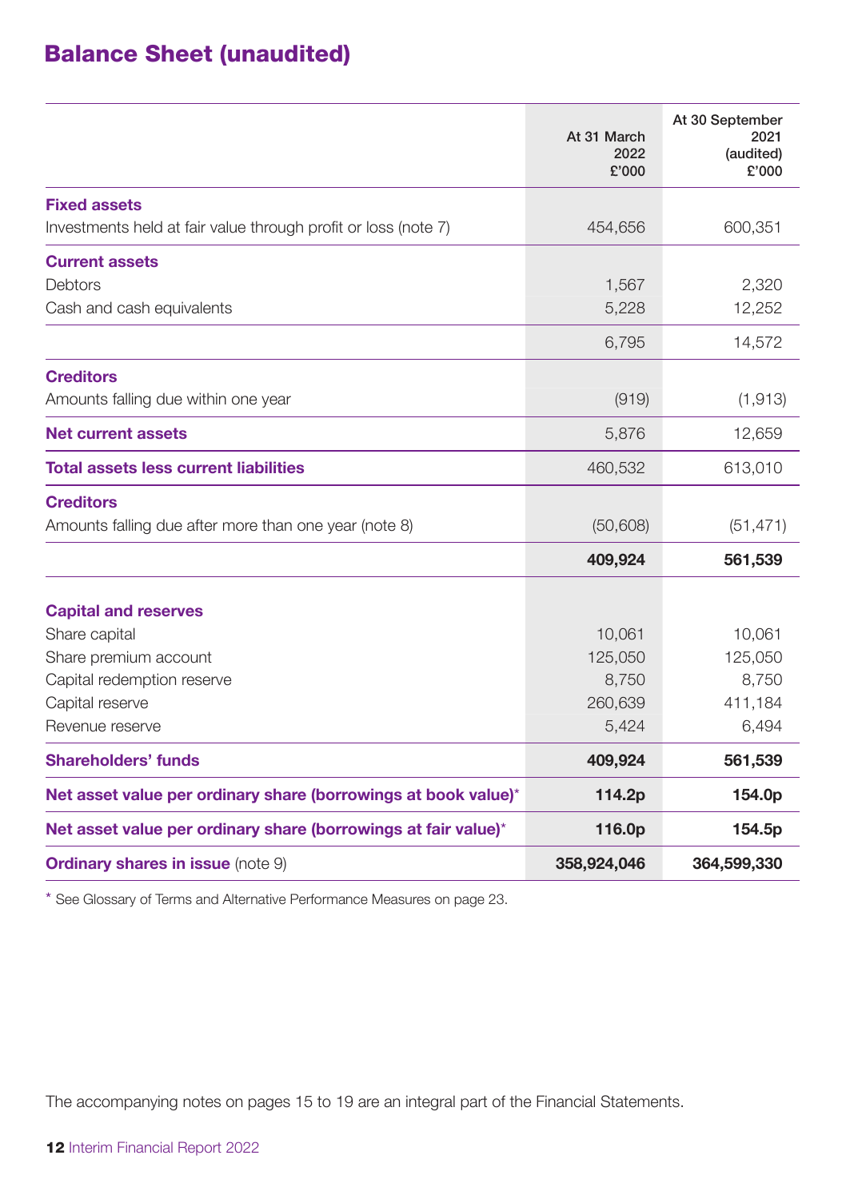# Balance Sheet (unaudited)

| | At 31 March 2022 £'000 | At 30 September 2021 (audited) £'000 |
|---|---|---|
| **Fixed assets** | | |
| Investments held at fair value through profit or loss (note 7) | 454,656 | 600,351 |
| **Current assets** | | |
| Debtors | 1,567 | 2,320 |
| Cash and cash equivalents | 5,228 | 12,252 |
| | 6,795 | 14,572 |
| **Creditors** | | |
| Amounts falling due within one year | (919) | (1,913) |
| **Net current assets** | 5,876 | 12,659 |
| **Total assets less current liabilities** | 460,532 | 613,010 |
| **Creditors** | | |
| Amounts falling due after more than one year (note 8) | (50,608) | (51,471) |
| | **409,924** | **561,539** |
| **Capital and reserves** | | |
| Share capital | 10,061 | 10,061 |
| Share premium account | 125,050 | 125,050 |
| Capital redemption reserve | 8,750 | 8,750 |
| Capital reserve | 260,639 | 411,184 |
| Revenue reserve | 5,424 | 6,494 |
| **Shareholders' funds** | **409,924** | **561,539** |
| **Net asset value per ordinary share (borrowings at book value)*** | **114.2p** | **154.0p** |
| **Net asset value per ordinary share (borrowings at fair value)*** | **116.0p** | **154.5p** |
| **Ordinary shares in issue** (note 9) | **358,924,046** | **364,599,330** |

\* See Glossary of Terms and Alternative Performance Measures on page 23.

The accompanying notes on pages 15 to 19 are an integral part of the Financial Statements.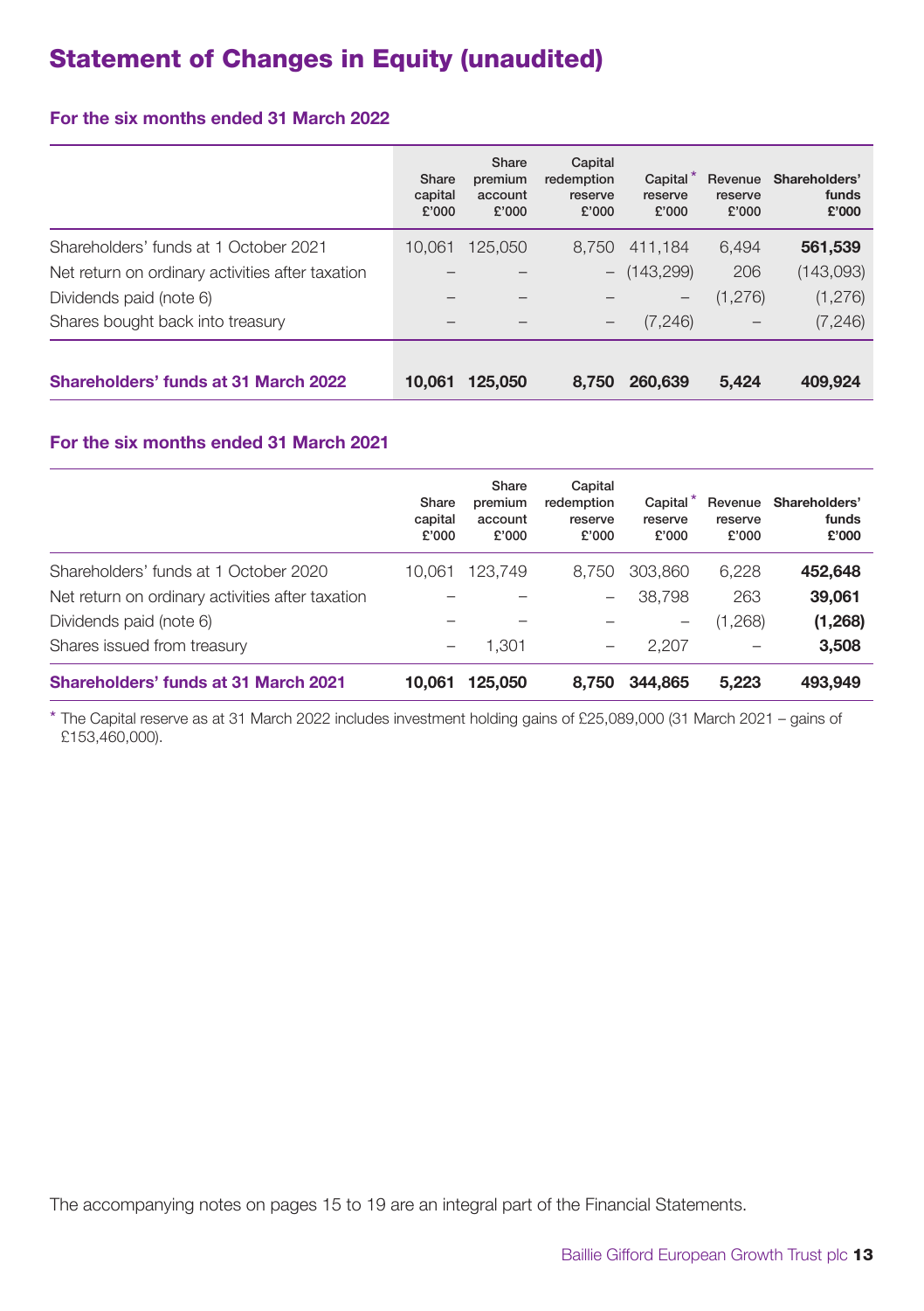# Statement of Changes in Equity (unaudited)

### For the six months ended 31 March 2022

| | Share capital £'000 | Share premium account £'000 | Capital redemption reserve £'000 | Capital* reserve £'000 | Revenue reserve £'000 | Shareholders' funds £'000 |
|---|---|---|---|---|---|---|
| Shareholders' funds at 1 October 2021 | 10,061 | 125,050 | 8,750 | 411,184 | 6,494 | **561,539** |
| Net return on ordinary activities after taxation | – | – | – | (143,299) | 206 | (143,093) |
| Dividends paid (note 6) | – | – | – | – | (1,276) | (1,276) |
| Shares bought back into treasury | – | – | – | (7,246) | – | (7,246) |
| **Shareholders' funds at 31 March 2022** | **10,061** | **125,050** | **8,750** | **260,639** | **5,424** | **409,924** |

### For the six months ended 31 March 2021

| | Share capital £'000 | Share premium account £'000 | Capital redemption reserve £'000 | Capital* reserve £'000 | Revenue reserve £'000 | Shareholders' funds £'000 |
|---|---|---|---|---|---|---|
| Shareholders' funds at 1 October 2020 | 10,061 | 123,749 | 8,750 | 303,860 | 6,228 | **452,648** |
| Net return on ordinary activities after taxation | – | – | – | 38,798 | 263 | **39,061** |
| Dividends paid (note 6) | – | – | – | – | (1,268) | **(1,268)** |
| Shares issued from treasury | – | 1,301 | – | 2,207 | – | **3,508** |
| **Shareholders' funds at 31 March 2021** | **10,061** | **125,050** | **8,750** | **344,865** | **5,223** | **493,949** |

* The Capital reserve as at 31 March 2022 includes investment holding gains of £25,089,000 (31 March 2021 – gains of £153,460,000).

The accompanying notes on pages 15 to 19 are an integral part of the Financial Statements.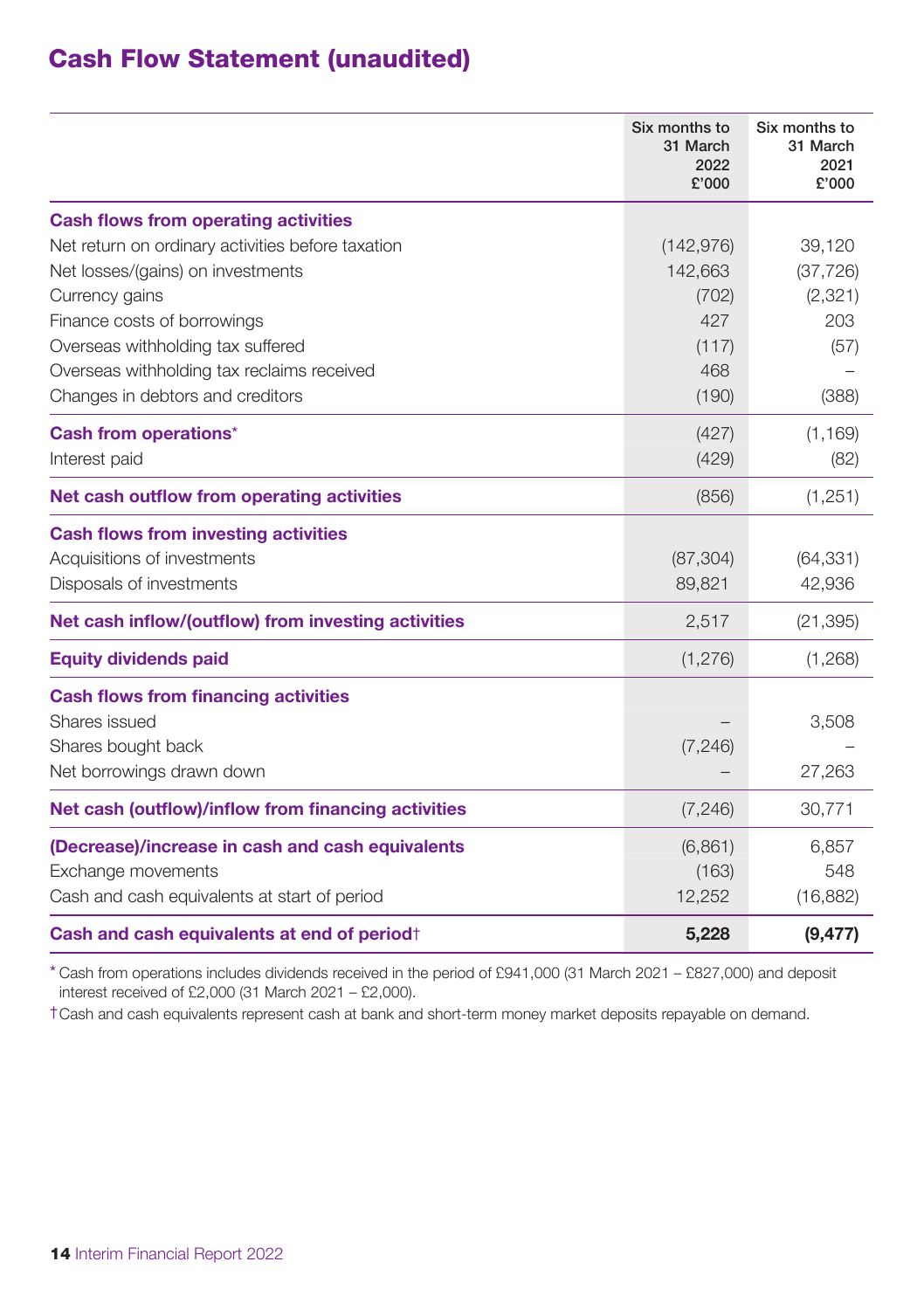# Cash Flow Statement (unaudited)

| | Six months to 31 March 2022 £'000 | Six months to 31 March 2021 £'000 |
|---|---|---|
| **Cash flows from operating activities** | | |
| Net return on ordinary activities before taxation | (142,976) | 39,120 |
| Net losses/(gains) on investments | 142,663 | (37,726) |
| Currency gains | (702) | (2,321) |
| Finance costs of borrowings | 427 | 203 |
| Overseas withholding tax suffered | (117) | (57) |
| Overseas withholding tax reclaims received | 468 | – |
| Changes in debtors and creditors | (190) | (388) |
| **Cash from operations*** | (427) | (1,169) |
| Interest paid | (429) | (82) |
| **Net cash outflow from operating activities** | (856) | (1,251) |
| **Cash flows from investing activities** | | |
| Acquisitions of investments | (87,304) | (64,331) |
| Disposals of investments | 89,821 | 42,936 |
| **Net cash inflow/(outflow) from investing activities** | 2,517 | (21,395) |
| **Equity dividends paid** | (1,276) | (1,268) |
| **Cash flows from financing activities** | | |
| Shares issued | – | 3,508 |
| Shares bought back | (7,246) | – |
| Net borrowings drawn down | – | 27,263 |
| **Net cash (outflow)/inflow from financing activities** | (7,246) | 30,771 |
| **(Decrease)/increase in cash and cash equivalents** | (6,861) | 6,857 |
| Exchange movements | (163) | 548 |
| Cash and cash equivalents at start of period | 12,252 | (16,882) |
| **Cash and cash equivalents at end of period†** | **5,228** | **(9,477)** |

* Cash from operations includes dividends received in the period of £941,000 (31 March 2021 – £827,000) and deposit interest received of £2,000 (31 March 2021 – £2,000).

† Cash and cash equivalents represent cash at bank and short-term money market deposits repayable on demand.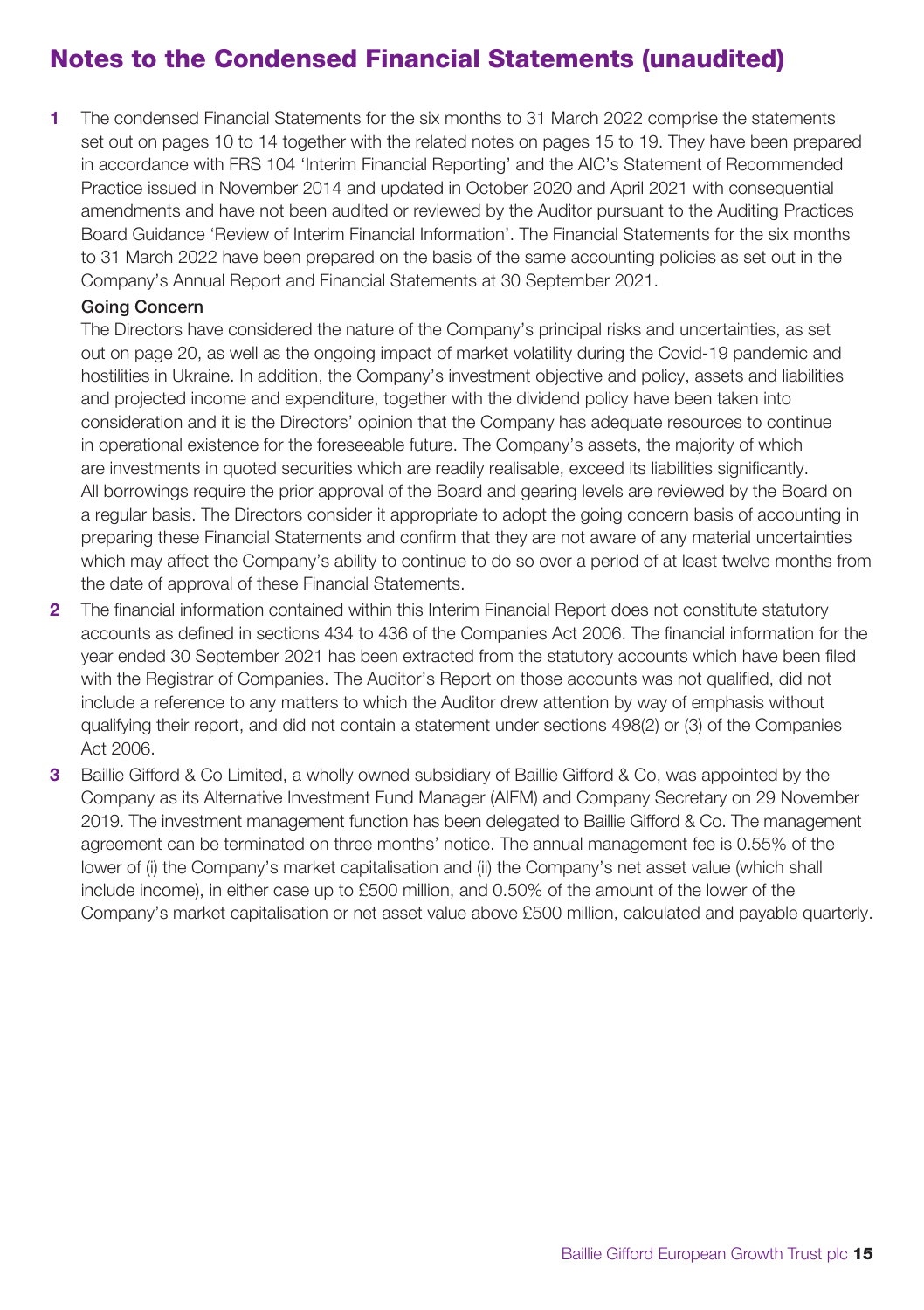# Notes to the Condensed Financial Statements (unaudited)

**1** The condensed Financial Statements for the six months to 31 March 2022 comprise the statements set out on pages 10 to 14 together with the related notes on pages 15 to 19. They have been prepared in accordance with FRS 104 'Interim Financial Reporting' and the AIC's Statement of Recommended Practice issued in November 2014 and updated in October 2020 and April 2021 with consequential amendments and have not been audited or reviewed by the Auditor pursuant to the Auditing Practices Board Guidance 'Review of Interim Financial Information'. The Financial Statements for the six months to 31 March 2022 have been prepared on the basis of the same accounting policies as set out in the Company's Annual Report and Financial Statements at 30 September 2021.

**Going Concern**

The Directors have considered the nature of the Company's principal risks and uncertainties, as set out on page 20, as well as the ongoing impact of market volatility during the Covid-19 pandemic and hostilities in Ukraine. In addition, the Company's investment objective and policy, assets and liabilities and projected income and expenditure, together with the dividend policy have been taken into consideration and it is the Directors' opinion that the Company has adequate resources to continue in operational existence for the foreseeable future. The Company's assets, the majority of which are investments in quoted securities which are readily realisable, exceed its liabilities significantly. All borrowings require the prior approval of the Board and gearing levels are reviewed by the Board on a regular basis. The Directors consider it appropriate to adopt the going concern basis of accounting in preparing these Financial Statements and confirm that they are not aware of any material uncertainties which may affect the Company's ability to continue to do so over a period of at least twelve months from the date of approval of these Financial Statements.

**2** The financial information contained within this Interim Financial Report does not constitute statutory accounts as defined in sections 434 to 436 of the Companies Act 2006. The financial information for the year ended 30 September 2021 has been extracted from the statutory accounts which have been filed with the Registrar of Companies. The Auditor's Report on those accounts was not qualified, did not include a reference to any matters to which the Auditor drew attention by way of emphasis without qualifying their report, and did not contain a statement under sections 498(2) or (3) of the Companies Act 2006.

**3** Baillie Gifford & Co Limited, a wholly owned subsidiary of Baillie Gifford & Co, was appointed by the Company as its Alternative Investment Fund Manager (AIFM) and Company Secretary on 29 November 2019. The investment management function has been delegated to Baillie Gifford & Co. The management agreement can be terminated on three months' notice. The annual management fee is 0.55% of the lower of (i) the Company's market capitalisation and (ii) the Company's net asset value (which shall include income), in either case up to £500 million, and 0.50% of the amount of the lower of the Company's market capitalisation or net asset value above £500 million, calculated and payable quarterly.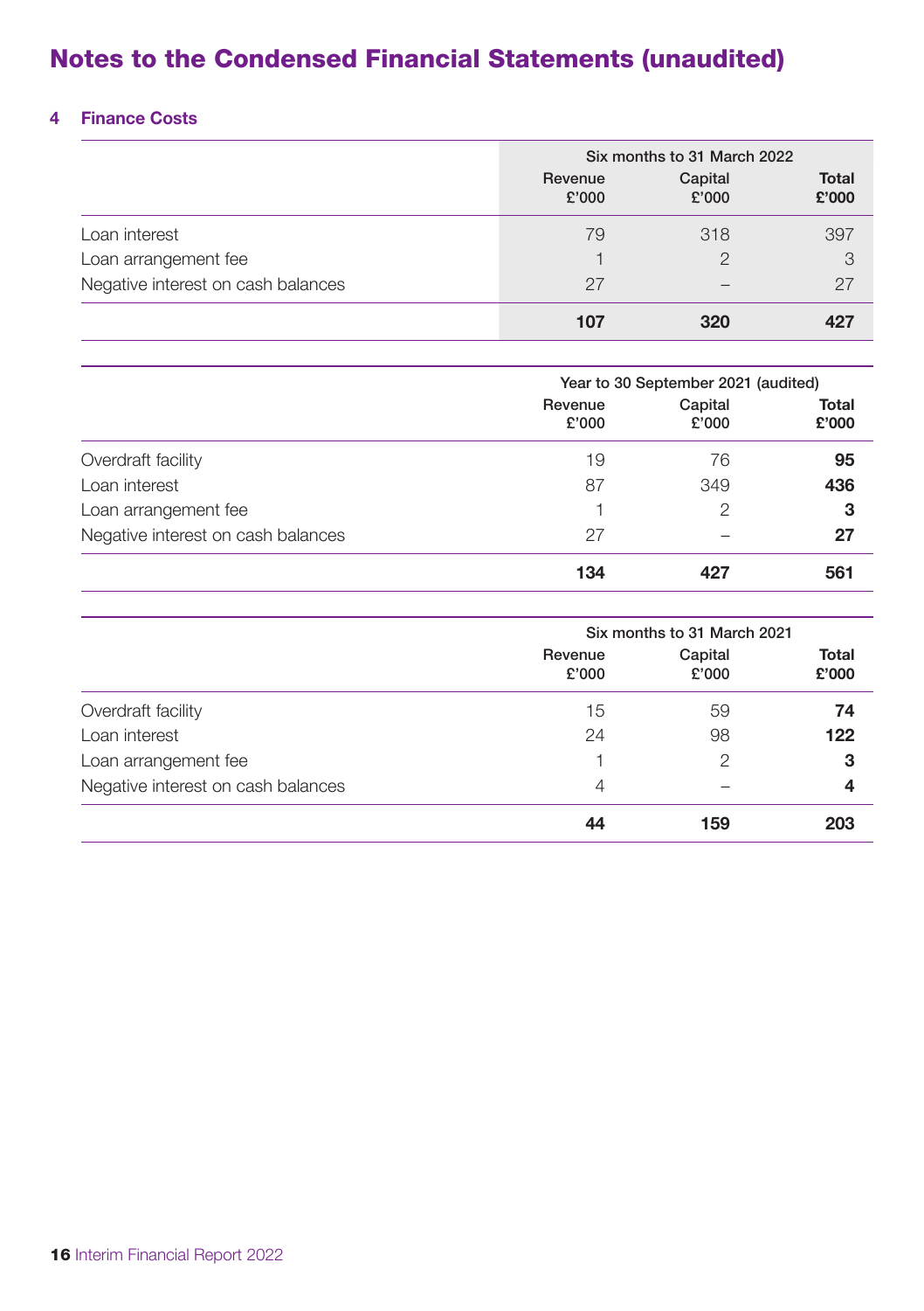# Notes to the Condensed Financial Statements (unaudited)

## 4 Finance Costs

| | Six months to 31 March 2022 | | |
|---|---|---|---|
| | Revenue £'000 | Capital £'000 | Total £'000 |
| Loan interest | 79 | 318 | 397 |
| Loan arrangement fee | 1 | 2 | 3 |
| Negative interest on cash balances | 27 | – | 27 |
| | **107** | **320** | **427** |

| | Year to 30 September 2021 (audited) | | |
|---|---|---|---|
| | Revenue £'000 | Capital £'000 | Total £'000 |
| Overdraft facility | 19 | 76 | **95** |
| Loan interest | 87 | 349 | **436** |
| Loan arrangement fee | 1 | 2 | **3** |
| Negative interest on cash balances | 27 | – | **27** |
| | **134** | **427** | **561** |

| | Six months to 31 March 2021 | | |
|---|---|---|---|
| | Revenue £'000 | Capital £'000 | Total £'000 |
| Overdraft facility | 15 | 59 | **74** |
| Loan interest | 24 | 98 | **122** |
| Loan arrangement fee | 1 | 2 | **3** |
| Negative interest on cash balances | 4 | – | **4** |
| | **44** | **159** | **203** |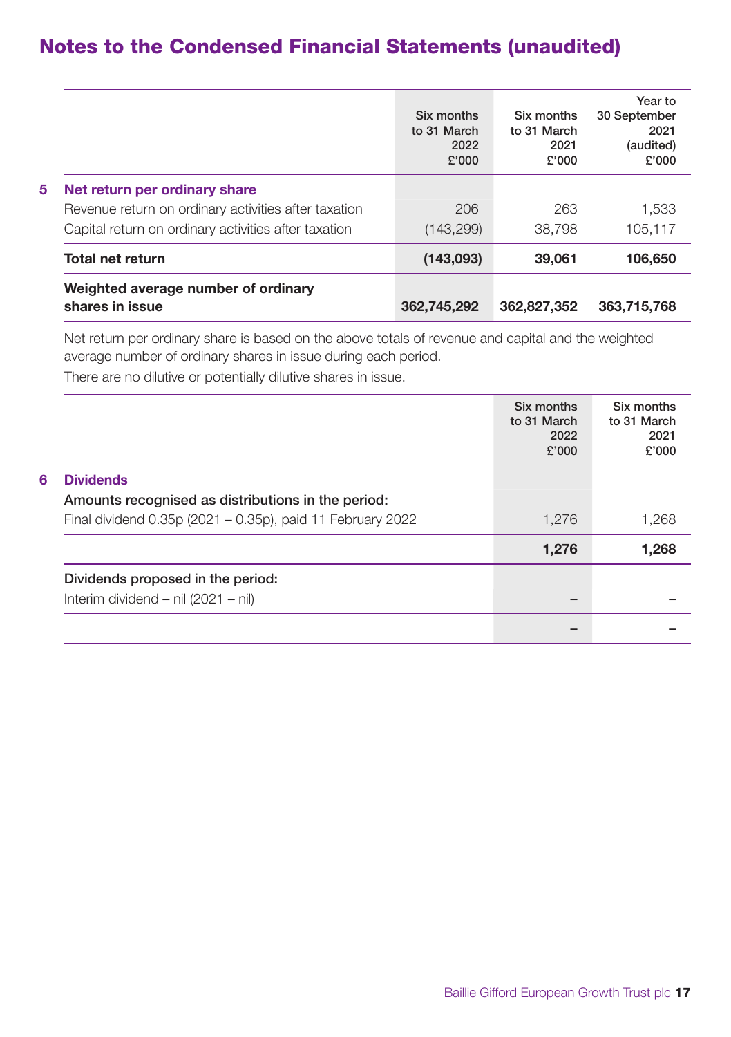# Notes to the Condensed Financial Statements (unaudited)

| | Six months to 31 March 2022 £'000 | Six months to 31 March 2021 £'000 | Year to 30 September 2021 (audited) £'000 |
|---|---|---|---|
| **5 Net return per ordinary share** | | | |
| Revenue return on ordinary activities after taxation | 206 | 263 | 1,533 |
| Capital return on ordinary activities after taxation | (143,299) | 38,798 | 105,117 |
| **Total net return** | **(143,093)** | **39,061** | **106,650** |
| **Weighted average number of ordinary shares in issue** | **362,745,292** | **362,827,352** | **363,715,768** |

Net return per ordinary share is based on the above totals of revenue and capital and the weighted average number of ordinary shares in issue during each period.

There are no dilutive or potentially dilutive shares in issue.

| | Six months to 31 March 2022 £'000 | Six months to 31 March 2021 £'000 |
|---|---|---|
| **6 Dividends** | | |
| **Amounts recognised as distributions in the period:** | | |
| Final dividend 0.35p (2021 – 0.35p), paid 11 February 2022 | 1,276 | 1,268 |
| | **1,276** | **1,268** |
| **Dividends proposed in the period:** | | |
| Interim dividend – nil (2021 – nil) | – | – |
| | **–** | **–** |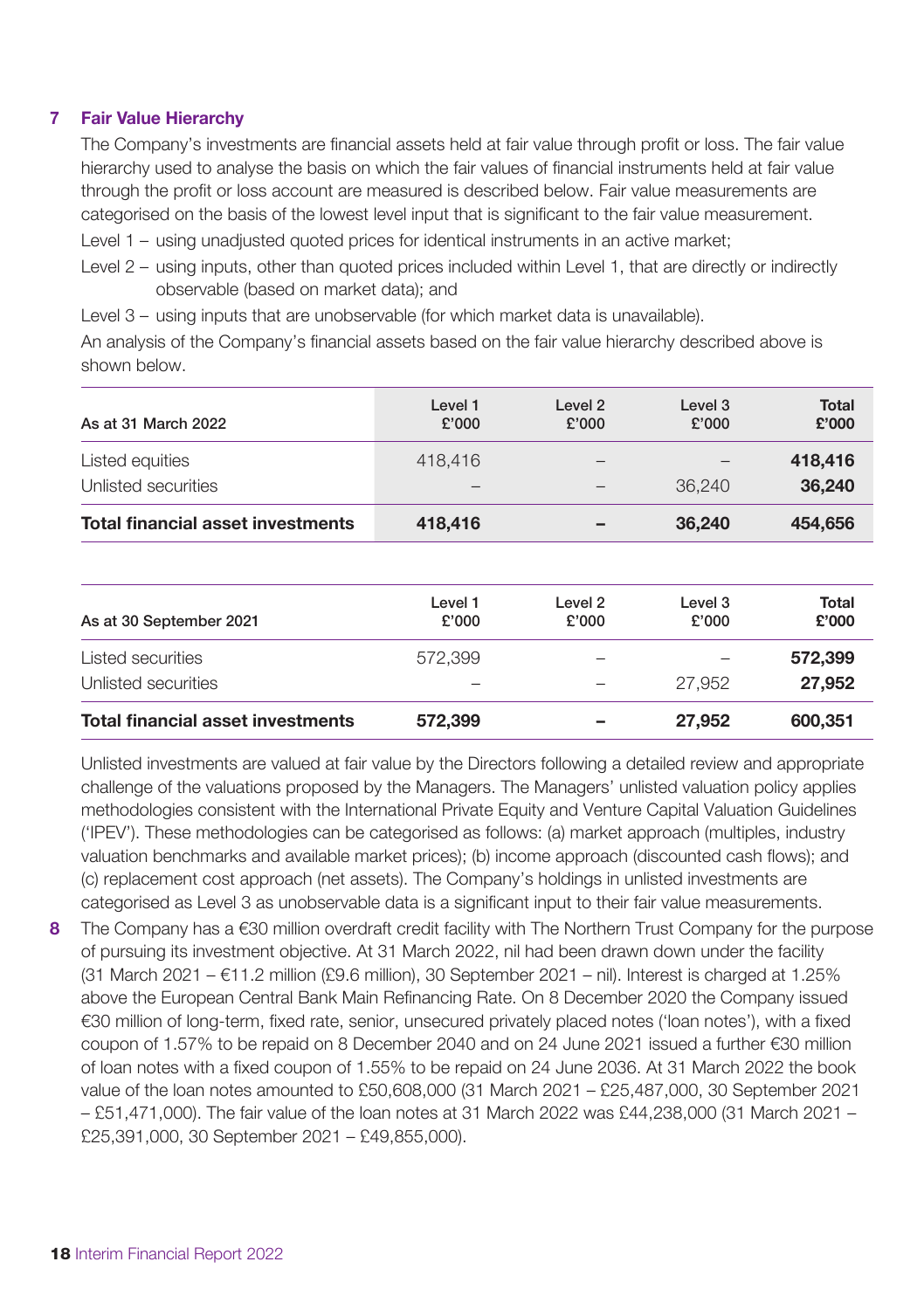## 7 Fair Value Hierarchy

The Company's investments are financial assets held at fair value through profit or loss. The fair value hierarchy used to analyse the basis on which the fair values of financial instruments held at fair value through the profit or loss account are measured is described below. Fair value measurements are categorised on the basis of the lowest level input that is significant to the fair value measurement.

Level 1 – using unadjusted quoted prices for identical instruments in an active market;

Level 2 – using inputs, other than quoted prices included within Level 1, that are directly or indirectly observable (based on market data); and

Level 3 – using inputs that are unobservable (for which market data is unavailable).

An analysis of the Company's financial assets based on the fair value hierarchy described above is shown below.

| As at 31 March 2022 | Level 1 £'000 | Level 2 £'000 | Level 3 £'000 | Total £'000 |
|---|---|---|---|---|
| Listed equities | 418,416 | – | – | **418,416** |
| Unlisted securities | – | – | 36,240 | **36,240** |
| **Total financial asset investments** | **418,416** | **–** | **36,240** | **454,656** |

| As at 30 September 2021 | Level 1 £'000 | Level 2 £'000 | Level 3 £'000 | Total £'000 |
|---|---|---|---|---|
| Listed securities | 572,399 | – | – | **572,399** |
| Unlisted securities | – | – | 27,952 | **27,952** |
| **Total financial asset investments** | **572,399** | **–** | **27,952** | **600,351** |

Unlisted investments are valued at fair value by the Directors following a detailed review and appropriate challenge of the valuations proposed by the Managers. The Managers' unlisted valuation policy applies methodologies consistent with the International Private Equity and Venture Capital Valuation Guidelines ('IPEV'). These methodologies can be categorised as follows: (a) market approach (multiples, industry valuation benchmarks and available market prices); (b) income approach (discounted cash flows); and (c) replacement cost approach (net assets). The Company's holdings in unlisted investments are categorised as Level 3 as unobservable data is a significant input to their fair value measurements.

**8** The Company has a €30 million overdraft credit facility with The Northern Trust Company for the purpose of pursuing its investment objective. At 31 March 2022, nil had been drawn down under the facility (31 March 2021 – €11.2 million (£9.6 million), 30 September 2021 – nil). Interest is charged at 1.25% above the European Central Bank Main Refinancing Rate. On 8 December 2020 the Company issued €30 million of long-term, fixed rate, senior, unsecured privately placed notes ('loan notes'), with a fixed coupon of 1.57% to be repaid on 8 December 2040 and on 24 June 2021 issued a further €30 million of loan notes with a fixed coupon of 1.55% to be repaid on 24 June 2036. At 31 March 2022 the book value of the loan notes amounted to £50,608,000 (31 March 2021 – £25,487,000, 30 September 2021 – £51,471,000). The fair value of the loan notes at 31 March 2022 was £44,238,000 (31 March 2021 – £25,391,000, 30 September 2021 – £49,855,000).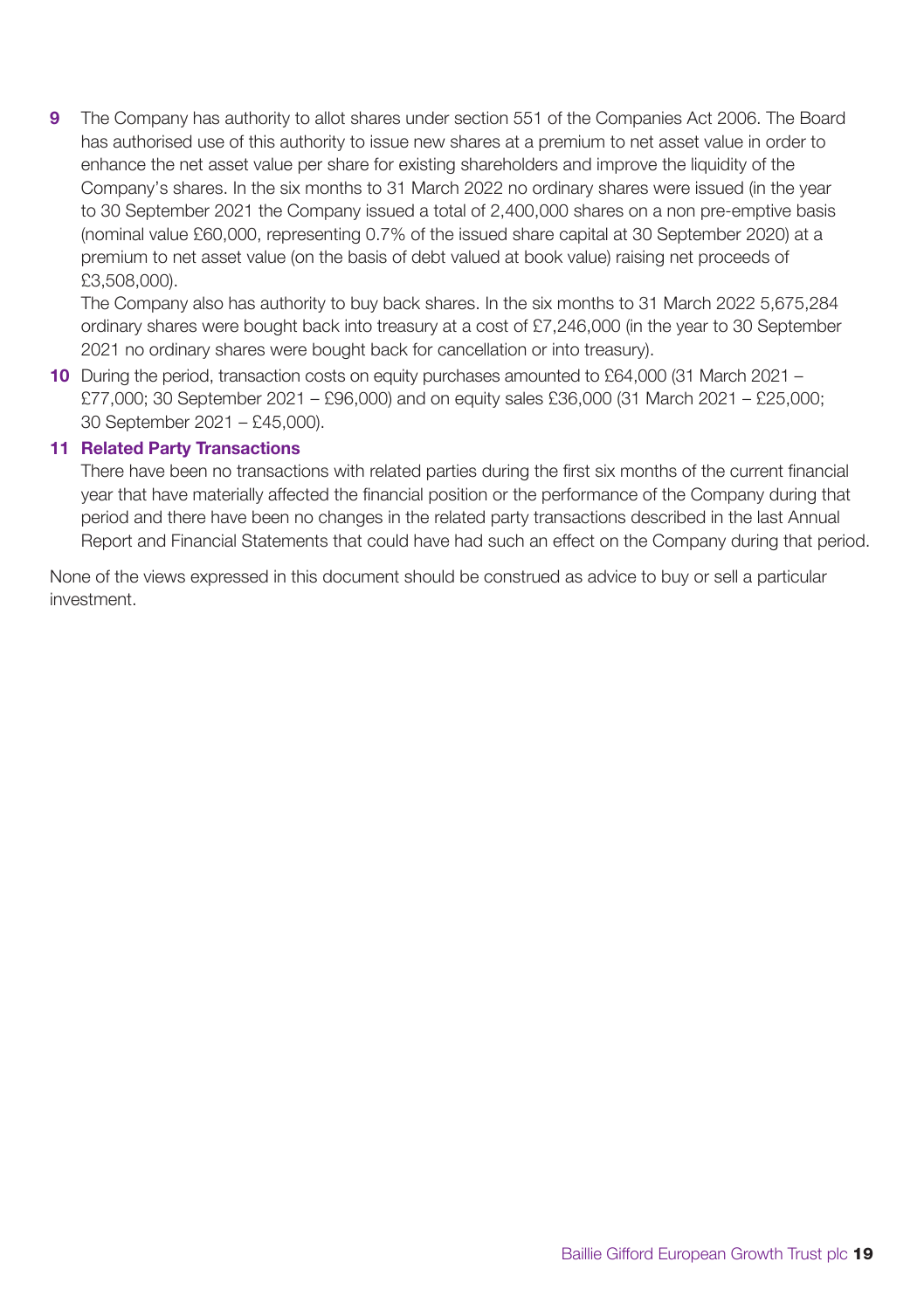**9** The Company has authority to allot shares under section 551 of the Companies Act 2006. The Board has authorised use of this authority to issue new shares at a premium to net asset value in order to enhance the net asset value per share for existing shareholders and improve the liquidity of the Company's shares. In the six months to 31 March 2022 no ordinary shares were issued (in the year to 30 September 2021 the Company issued a total of 2,400,000 shares on a non pre-emptive basis (nominal value £60,000, representing 0.7% of the issued share capital at 30 September 2020) at a premium to net asset value (on the basis of debt valued at book value) raising net proceeds of £3,508,000).

The Company also has authority to buy back shares. In the six months to 31 March 2022 5,675,284 ordinary shares were bought back into treasury at a cost of £7,246,000 (in the year to 30 September 2021 no ordinary shares were bought back for cancellation or into treasury).

**10** During the period, transaction costs on equity purchases amounted to £64,000 (31 March 2021 – £77,000; 30 September 2021 – £96,000) and on equity sales £36,000 (31 March 2021 – £25,000; 30 September 2021 – £45,000).

**11 Related Party Transactions**

There have been no transactions with related parties during the first six months of the current financial year that have materially affected the financial position or the performance of the Company during that period and there have been no changes in the related party transactions described in the last Annual Report and Financial Statements that could have had such an effect on the Company during that period.

None of the views expressed in this document should be construed as advice to buy or sell a particular investment.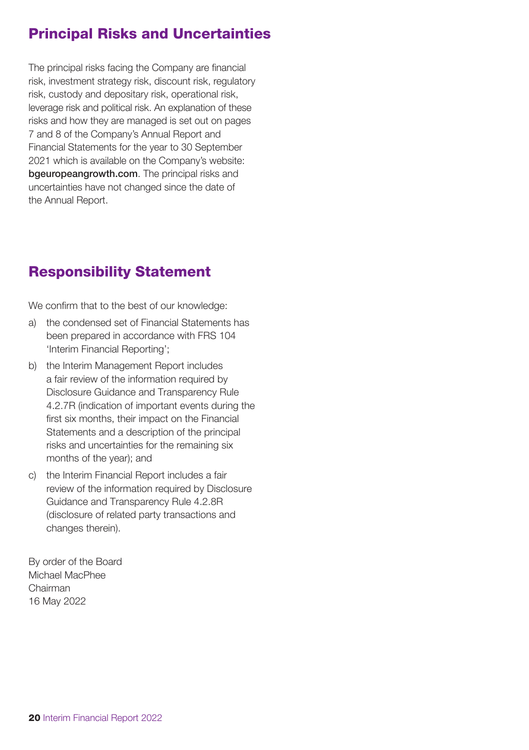## Principal Risks and Uncertainties

The principal risks facing the Company are financial risk, investment strategy risk, discount risk, regulatory risk, custody and depositary risk, operational risk, leverage risk and political risk. An explanation of these risks and how they are managed is set out on pages 7 and 8 of the Company's Annual Report and Financial Statements for the year to 30 September 2021 which is available on the Company's website: **bgeuropeangrowth.com**. The principal risks and uncertainties have not changed since the date of the Annual Report.

## Responsibility Statement

We confirm that to the best of our knowledge:

a) the condensed set of Financial Statements has been prepared in accordance with FRS 104 'Interim Financial Reporting';

b) the Interim Management Report includes a fair review of the information required by Disclosure Guidance and Transparency Rule 4.2.7R (indication of important events during the first six months, their impact on the Financial Statements and a description of the principal risks and uncertainties for the remaining six months of the year); and

c) the Interim Financial Report includes a fair review of the information required by Disclosure Guidance and Transparency Rule 4.2.8R (disclosure of related party transactions and changes therein).

By order of the Board
Michael MacPhee
Chairman
16 May 2022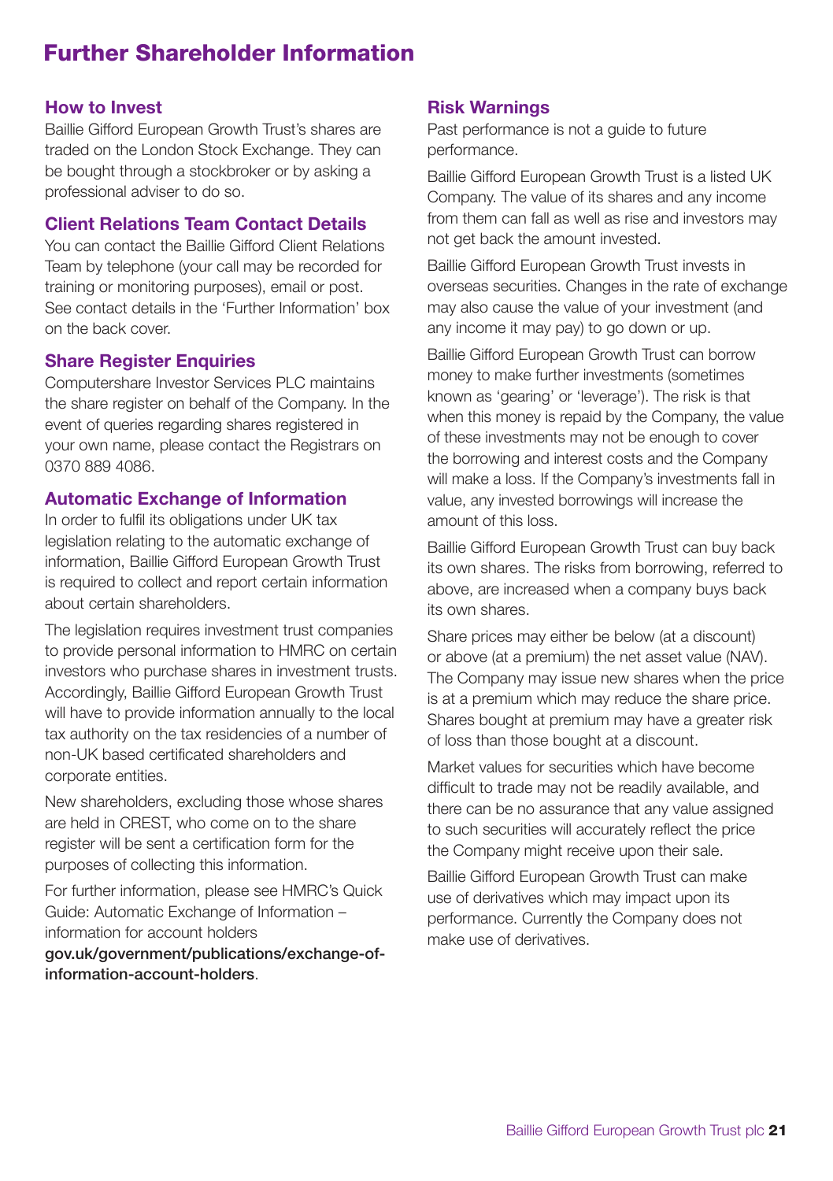# Further Shareholder Information

## How to Invest

Baillie Gifford European Growth Trust's shares are traded on the London Stock Exchange. They can be bought through a stockbroker or by asking a professional adviser to do so.

## Client Relations Team Contact Details

You can contact the Baillie Gifford Client Relations Team by telephone (your call may be recorded for training or monitoring purposes), email or post. See contact details in the 'Further Information' box on the back cover.

## Share Register Enquiries

Computershare Investor Services PLC maintains the share register on behalf of the Company. In the event of queries regarding shares registered in your own name, please contact the Registrars on 0370 889 4086.

## Automatic Exchange of Information

In order to fulfil its obligations under UK tax legislation relating to the automatic exchange of information, Baillie Gifford European Growth Trust is required to collect and report certain information about certain shareholders.

The legislation requires investment trust companies to provide personal information to HMRC on certain investors who purchase shares in investment trusts. Accordingly, Baillie Gifford European Growth Trust will have to provide information annually to the local tax authority on the tax residencies of a number of non-UK based certificated shareholders and corporate entities.

New shareholders, excluding those whose shares are held in CREST, who come on to the share register will be sent a certification form for the purposes of collecting this information.

For further information, please see HMRC's Quick Guide: Automatic Exchange of Information – information for account holders **gov.uk/government/publications/exchange-of-information-account-holders**.

## Risk Warnings

Past performance is not a guide to future performance.

Baillie Gifford European Growth Trust is a listed UK Company. The value of its shares and any income from them can fall as well as rise and investors may not get back the amount invested.

Baillie Gifford European Growth Trust invests in overseas securities. Changes in the rate of exchange may also cause the value of your investment (and any income it may pay) to go down or up.

Baillie Gifford European Growth Trust can borrow money to make further investments (sometimes known as 'gearing' or 'leverage'). The risk is that when this money is repaid by the Company, the value of these investments may not be enough to cover the borrowing and interest costs and the Company will make a loss. If the Company's investments fall in value, any invested borrowings will increase the amount of this loss.

Baillie Gifford European Growth Trust can buy back its own shares. The risks from borrowing, referred to above, are increased when a company buys back its own shares.

Share prices may either be below (at a discount) or above (at a premium) the net asset value (NAV). The Company may issue new shares when the price is at a premium which may reduce the share price. Shares bought at premium may have a greater risk of loss than those bought at a discount.

Market values for securities which have become difficult to trade may not be readily available, and there can be no assurance that any value assigned to such securities will accurately reflect the price the Company might receive upon their sale.

Baillie Gifford European Growth Trust can make use of derivatives which may impact upon its performance. Currently the Company does not make use of derivatives.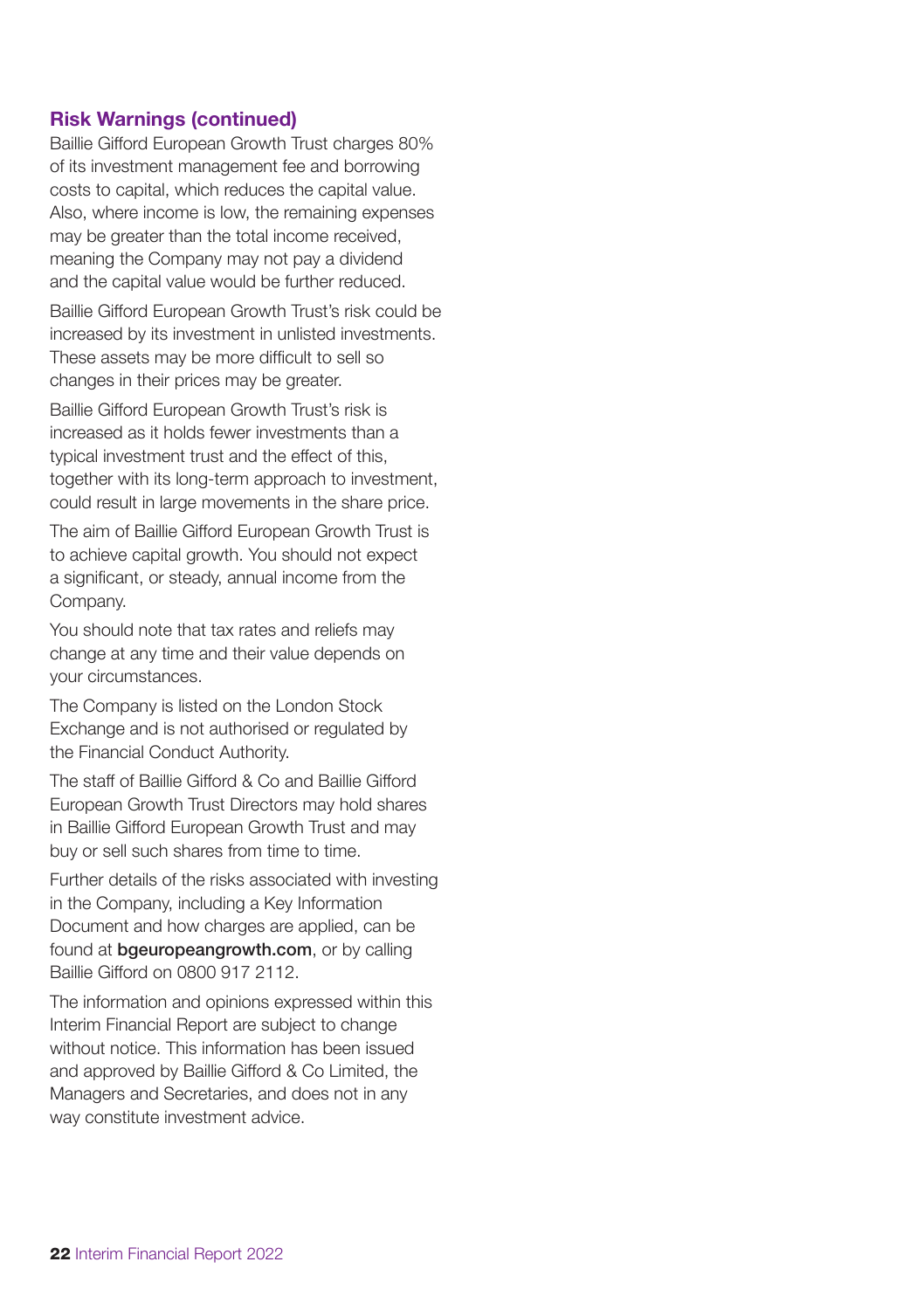## Risk Warnings (continued)

Baillie Gifford European Growth Trust charges 80% of its investment management fee and borrowing costs to capital, which reduces the capital value. Also, where income is low, the remaining expenses may be greater than the total income received, meaning the Company may not pay a dividend and the capital value would be further reduced.

Baillie Gifford European Growth Trust's risk could be increased by its investment in unlisted investments. These assets may be more difficult to sell so changes in their prices may be greater.

Baillie Gifford European Growth Trust's risk is increased as it holds fewer investments than a typical investment trust and the effect of this, together with its long-term approach to investment, could result in large movements in the share price.

The aim of Baillie Gifford European Growth Trust is to achieve capital growth. You should not expect a significant, or steady, annual income from the Company.

You should note that tax rates and reliefs may change at any time and their value depends on your circumstances.

The Company is listed on the London Stock Exchange and is not authorised or regulated by the Financial Conduct Authority.

The staff of Baillie Gifford & Co and Baillie Gifford European Growth Trust Directors may hold shares in Baillie Gifford European Growth Trust and may buy or sell such shares from time to time.

Further details of the risks associated with investing in the Company, including a Key Information Document and how charges are applied, can be found at **bgeuropeangrowth.com**, or by calling Baillie Gifford on 0800 917 2112.

The information and opinions expressed within this Interim Financial Report are subject to change without notice. This information has been issued and approved by Baillie Gifford & Co Limited, the Managers and Secretaries, and does not in any way constitute investment advice.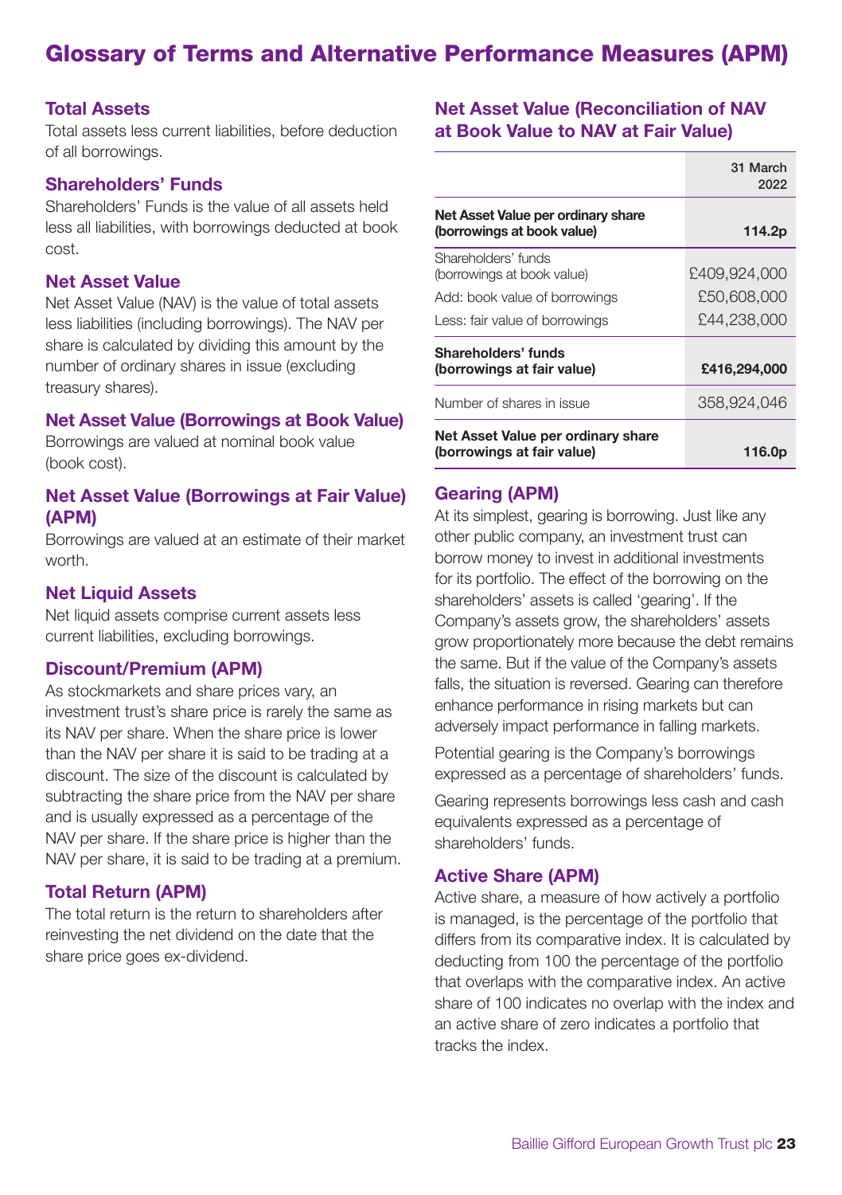# Glossary of Terms and Alternative Performance Measures (APM)

### Total Assets

Total assets less current liabilities, before deduction of all borrowings.

### Shareholders' Funds

Shareholders' Funds is the value of all assets held less all liabilities, with borrowings deducted at book cost.

### Net Asset Value

Net Asset Value (NAV) is the value of total assets less liabilities (including borrowings). The NAV per share is calculated by dividing this amount by the number of ordinary shares in issue (excluding treasury shares).

### Net Asset Value (Borrowings at Book Value)

Borrowings are valued at nominal book value (book cost).

### Net Asset Value (Borrowings at Fair Value) (APM)

Borrowings are valued at an estimate of their market worth.

### Net Liquid Assets

Net liquid assets comprise current assets less current liabilities, excluding borrowings.

### Discount/Premium (APM)

As stockmarkets and share prices vary, an investment trust's share price is rarely the same as its NAV per share. When the share price is lower than the NAV per share it is said to be trading at a discount. The size of the discount is calculated by subtracting the share price from the NAV per share and is usually expressed as a percentage of the NAV per share. If the share price is higher than the NAV per share, it is said to be trading at a premium.

### Total Return (APM)

The total return is the return to shareholders after reinvesting the net dividend on the date that the share price goes ex-dividend.

### Net Asset Value (Reconciliation of NAV at Book Value to NAV at Fair Value)

| | 31 March 2022 |
|---|---|
| **Net Asset Value per ordinary share (borrowings at book value)** | **114.2p** |
| Shareholders' funds (borrowings at book value) | £409,924,000 |
| Add: book value of borrowings | £50,608,000 |
| Less: fair value of borrowings | £44,238,000 |
| **Shareholders' funds (borrowings at fair value)** | **£416,294,000** |
| Number of shares in issue | 358,924,046 |
| **Net Asset Value per ordinary share (borrowings at fair value)** | **116.0p** |

### Gearing (APM)

At its simplest, gearing is borrowing. Just like any other public company, an investment trust can borrow money to invest in additional investments for its portfolio. The effect of the borrowing on the shareholders' assets is called 'gearing'. If the Company's assets grow, the shareholders' assets grow proportionately more because the debt remains the same. But if the value of the Company's assets falls, the situation is reversed. Gearing can therefore enhance performance in rising markets but can adversely impact performance in falling markets.

Potential gearing is the Company's borrowings expressed as a percentage of shareholders' funds.

Gearing represents borrowings less cash and cash equivalents expressed as a percentage of shareholders' funds.

### Active Share (APM)

Active share, a measure of how actively a portfolio is managed, is the percentage of the portfolio that differs from its comparative index. It is calculated by deducting from 100 the percentage of the portfolio that overlaps with the comparative index. An active share of 100 indicates no overlap with the index and an active share of zero indicates a portfolio that tracks the index.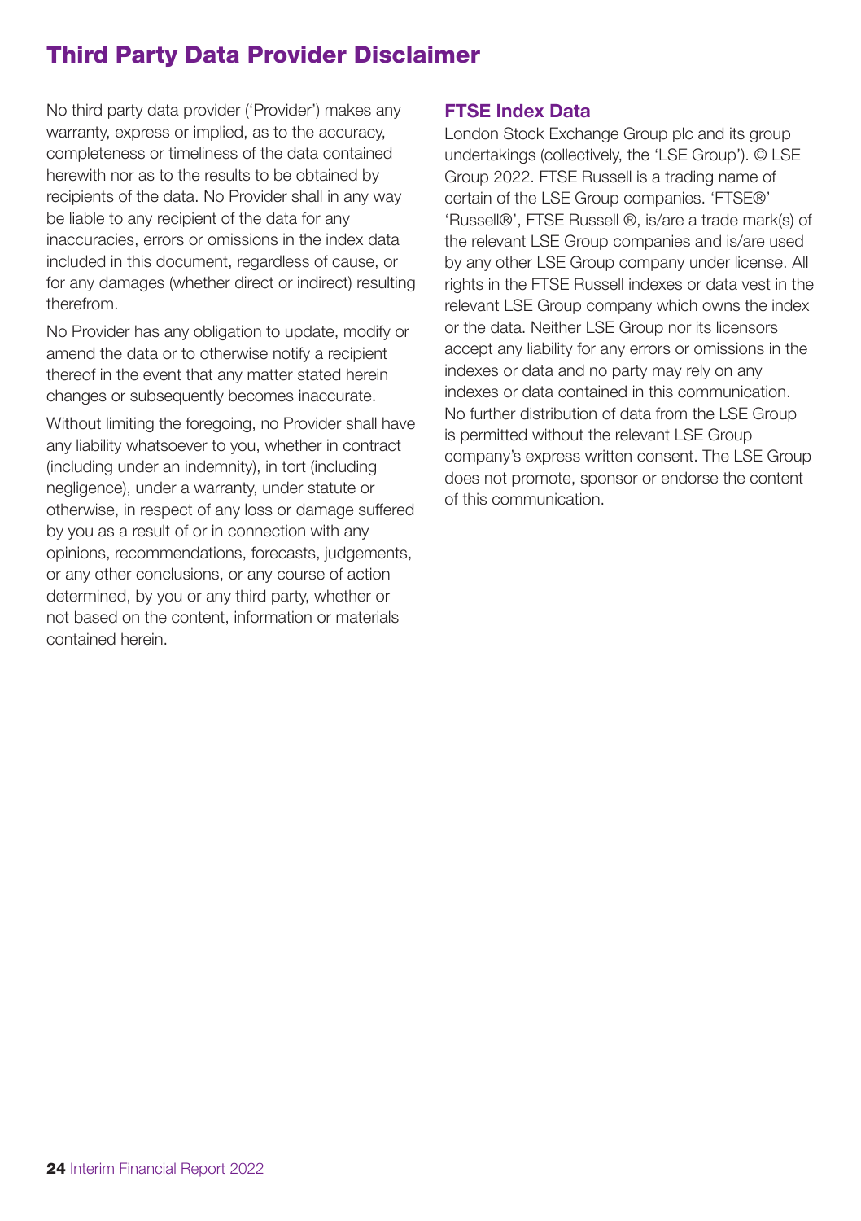# Third Party Data Provider Disclaimer

No third party data provider ('Provider') makes any warranty, express or implied, as to the accuracy, completeness or timeliness of the data contained herewith nor as to the results to be obtained by recipients of the data. No Provider shall in any way be liable to any recipient of the data for any inaccuracies, errors or omissions in the index data included in this document, regardless of cause, or for any damages (whether direct or indirect) resulting therefrom.

No Provider has any obligation to update, modify or amend the data or to otherwise notify a recipient thereof in the event that any matter stated herein changes or subsequently becomes inaccurate.

Without limiting the foregoing, no Provider shall have any liability whatsoever to you, whether in contract (including under an indemnity), in tort (including negligence), under a warranty, under statute or otherwise, in respect of any loss or damage suffered by you as a result of or in connection with any opinions, recommendations, forecasts, judgements, or any other conclusions, or any course of action determined, by you or any third party, whether or not based on the content, information or materials contained herein.

## FTSE Index Data

London Stock Exchange Group plc and its group undertakings (collectively, the 'LSE Group'). © LSE Group 2022. FTSE Russell is a trading name of certain of the LSE Group companies. 'FTSE®' 'Russell®', FTSE Russell ®, is/are a trade mark(s) of the relevant LSE Group companies and is/are used by any other LSE Group company under license. All rights in the FTSE Russell indexes or data vest in the relevant LSE Group company which owns the index or the data. Neither LSE Group nor its licensors accept any liability for any errors or omissions in the indexes or data and no party may rely on any indexes or data contained in this communication. No further distribution of data from the LSE Group is permitted without the relevant LSE Group company's express written consent. The LSE Group does not promote, sponsor or endorse the content of this communication.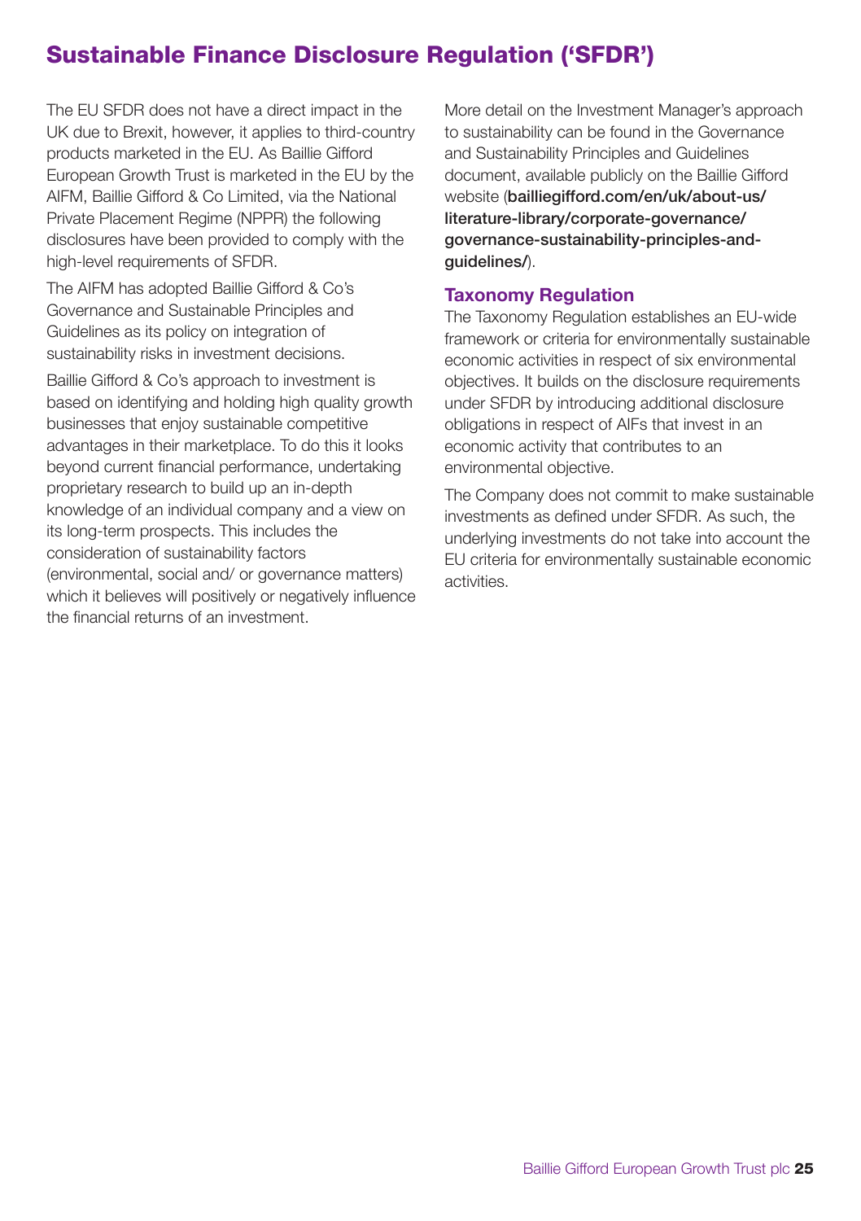## Sustainable Finance Disclosure Regulation ('SFDR')

The EU SFDR does not have a direct impact in the UK due to Brexit, however, it applies to third-country products marketed in the EU. As Baillie Gifford European Growth Trust is marketed in the EU by the AIFM, Baillie Gifford & Co Limited, via the National Private Placement Regime (NPPR) the following disclosures have been provided to comply with the high-level requirements of SFDR.

The AIFM has adopted Baillie Gifford & Co's Governance and Sustainable Principles and Guidelines as its policy on integration of sustainability risks in investment decisions.

Baillie Gifford & Co's approach to investment is based on identifying and holding high quality growth businesses that enjoy sustainable competitive advantages in their marketplace. To do this it looks beyond current financial performance, undertaking proprietary research to build up an in-depth knowledge of an individual company and a view on its long-term prospects. This includes the consideration of sustainability factors (environmental, social and/ or governance matters) which it believes will positively or negatively influence the financial returns of an investment.

More detail on the Investment Manager's approach to sustainability can be found in the Governance and Sustainability Principles and Guidelines document, available publicly on the Baillie Gifford website (**bailliegifford.com/en/uk/about-us/literature-library/corporate-governance/governance-sustainability-principles-and-guidelines/**).

### Taxonomy Regulation

The Taxonomy Regulation establishes an EU-wide framework or criteria for environmentally sustainable economic activities in respect of six environmental objectives. It builds on the disclosure requirements under SFDR by introducing additional disclosure obligations in respect of AIFs that invest in an economic activity that contributes to an environmental objective.

The Company does not commit to make sustainable investments as defined under SFDR. As such, the underlying investments do not take into account the EU criteria for environmentally sustainable economic activities.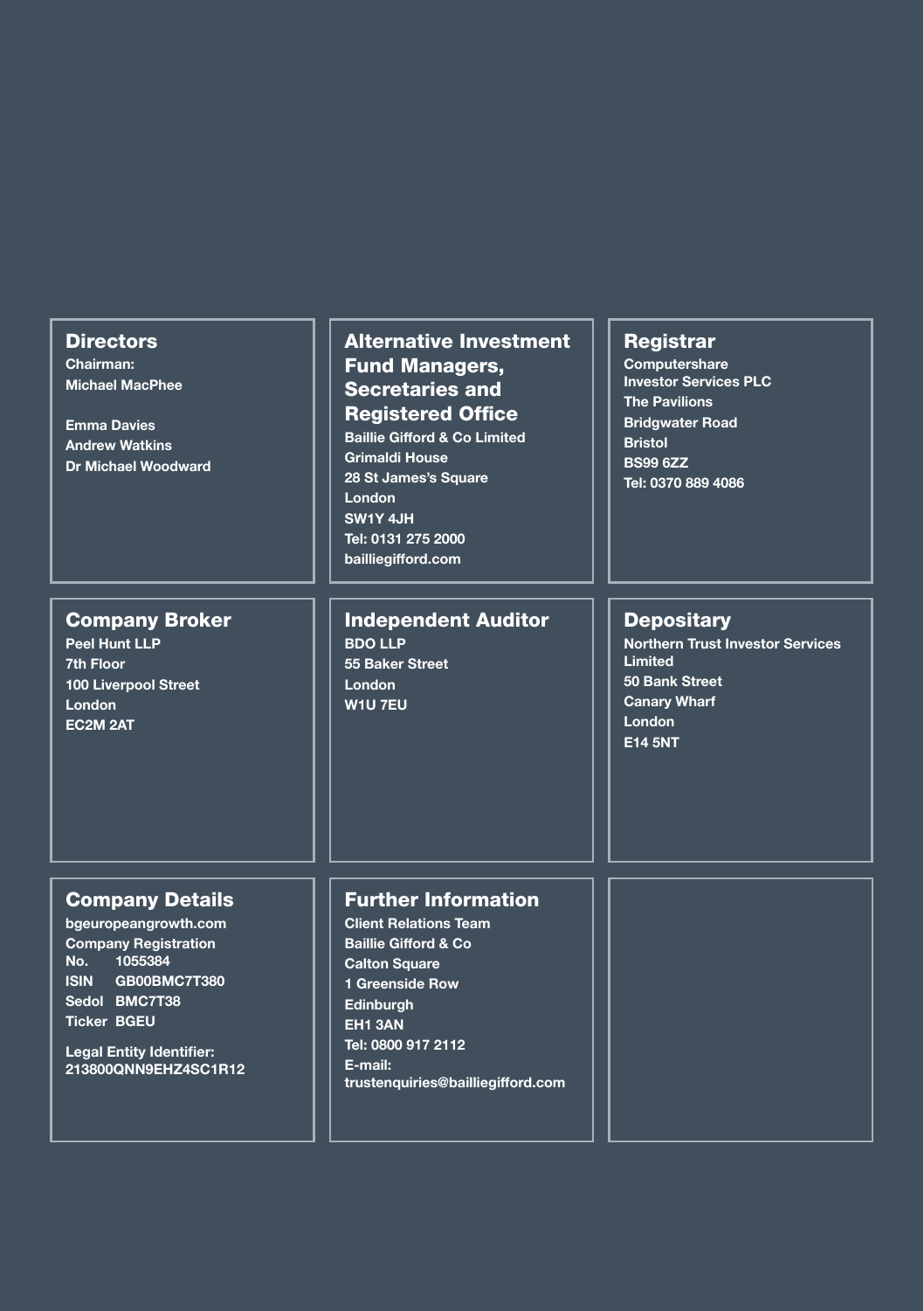## Directors

Chairman:
Michael MacPhee

Emma Davies
Andrew Watkins
Dr Michael Woodward

## Alternative Investment Fund Managers, Secretaries and Registered Office

Baillie Gifford & Co Limited
Grimaldi House
28 St James's Square
London
SW1Y 4JH
Tel: 0131 275 2000
bailliegifford.com

## Registrar

Computershare
Investor Services PLC
The Pavilions
Bridgwater Road
Bristol
BS99 6ZZ
Tel: 0370 889 4086

## Company Broker

Peel Hunt LLP
7th Floor
100 Liverpool Street
London
EC2M 2AT

## Independent Auditor

BDO LLP
55 Baker Street
London
W1U 7EU

## Depositary

Northern Trust Investor Services Limited
50 Bank Street
Canary Wharf
London
E14 5NT

## Company Details

bgeuropeangrowth.com

Company Registration No. 1055384
ISIN GB00BMC7T380
Sedol BMC7T38
Ticker BGEU

Legal Entity Identifier:
213800QNN9EHZ4SC1R12

## Further Information

Client Relations Team
Baillie Gifford & Co
Calton Square
1 Greenside Row
Edinburgh
EH1 3AN
Tel: 0800 917 2112
E-mail:
trustenquiries@bailliegifford.com